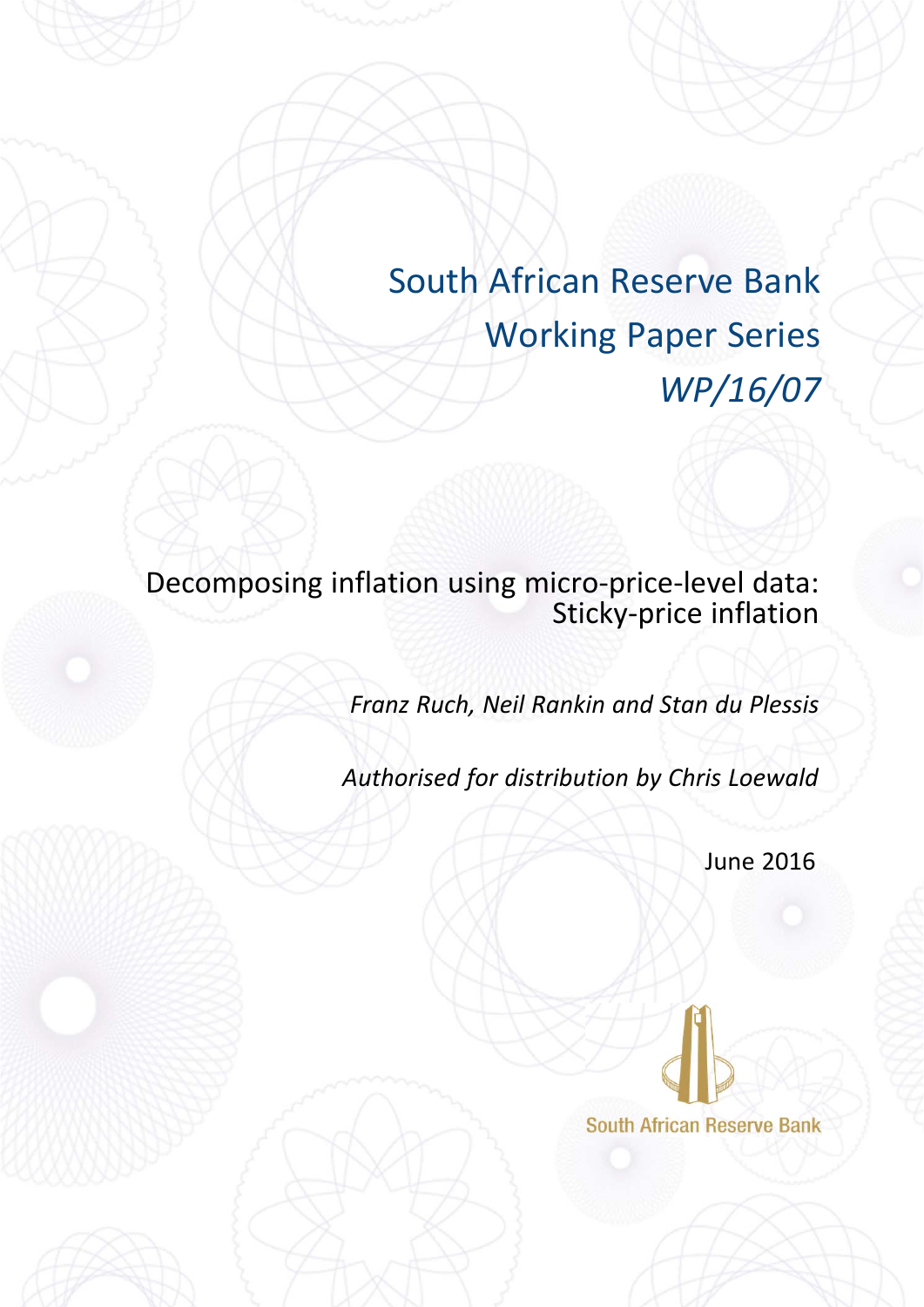# South African Reserve Bank
# Working Paper Series
# *WP/16/07*

## Decomposing inflation using micro-price-level data: Sticky-price inflation

*Franz Ruch, Neil Rankin and Stan du Plessis*

*Authorised for distribution by Chris Loewald*

June 2016

South African Reserve Bank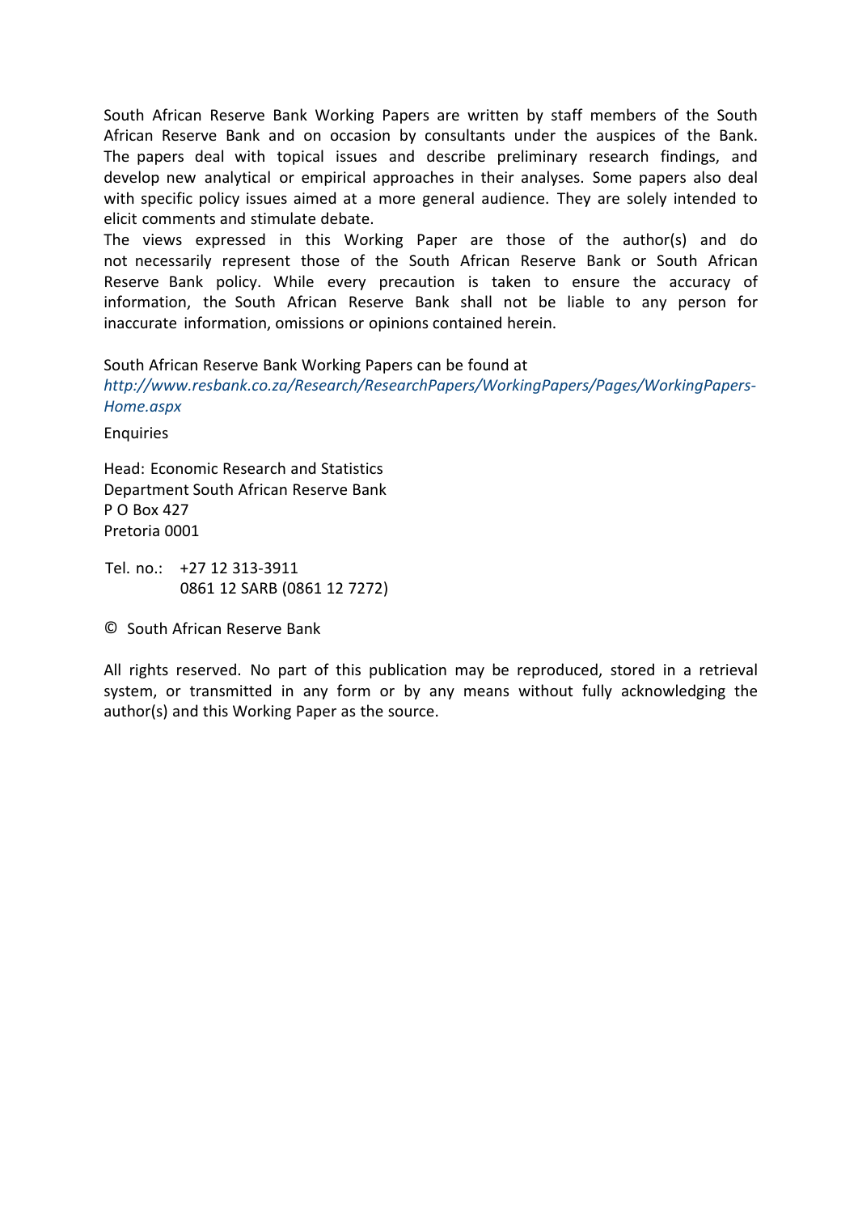South African Reserve Bank Working Papers are written by staff members of the South African Reserve Bank and on occasion by consultants under the auspices of the Bank. The papers deal with topical issues and describe preliminary research findings, and develop new analytical or empirical approaches in their analyses. Some papers also deal with specific policy issues aimed at a more general audience. They are solely intended to elicit comments and stimulate debate.
The views expressed in this Working Paper are those of the author(s) and do not necessarily represent those of the South African Reserve Bank or South African Reserve Bank policy. While every precaution is taken to ensure the accuracy of information, the South African Reserve Bank shall not be liable to any person for inaccurate information, omissions or opinions contained herein.

South African Reserve Bank Working Papers can be found at
*http://www.resbank.co.za/Research/ResearchPapers/WorkingPapers/Pages/WorkingPapers-Home.aspx*

Enquiries

Head: Economic Research and Statistics
Department South African Reserve Bank
P O Box 427
Pretoria 0001

Tel. no.: +27 12 313-3911
0861 12 SARB (0861 12 7272)

© South African Reserve Bank

All rights reserved. No part of this publication may be reproduced, stored in a retrieval system, or transmitted in any form or by any means without fully acknowledging the author(s) and this Working Paper as the source.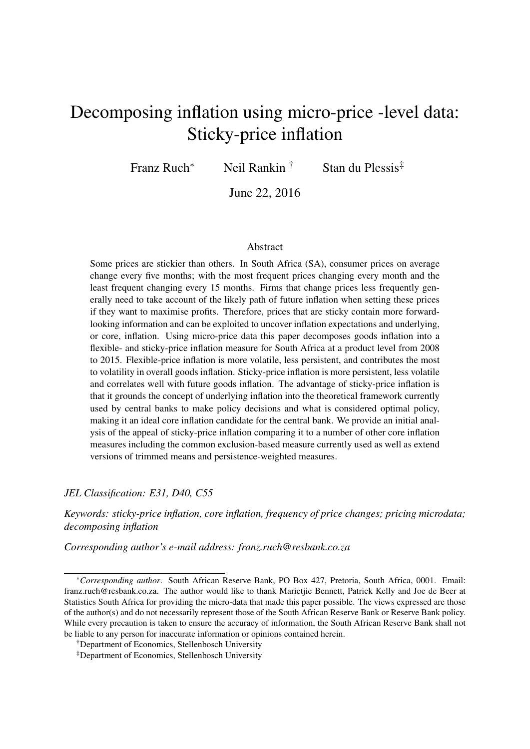# Decomposing inflation using micro-price -level data: Sticky-price inflation

Franz Ruch[*] Neil Rankin[†] Stan du Plessis[‡]

June 22, 2016

## Abstract

Some prices are stickier than others. In South Africa (SA), consumer prices on average change every five months; with the most frequent prices changing every month and the least frequent changing every 15 months. Firms that change prices less frequently generally need to take account of the likely path of future inflation when setting these prices if they want to maximise profits. Therefore, prices that are sticky contain more forward-looking information and can be exploited to uncover inflation expectations and underlying, or core, inflation. Using micro-price data this paper decomposes goods inflation into a flexible- and sticky-price inflation measure for South Africa at a product level from 2008 to 2015. Flexible-price inflation is more volatile, less persistent, and contributes the most to volatility in overall goods inflation. Sticky-price inflation is more persistent, less volatile and correlates well with future goods inflation. The advantage of sticky-price inflation is that it grounds the concept of underlying inflation into the theoretical framework currently used by central banks to make policy decisions and what is considered optimal policy, making it an ideal core inflation candidate for the central bank. We provide an initial analysis of the appeal of sticky-price inflation comparing it to a number of other core inflation measures including the common exclusion-based measure currently used as well as extend versions of trimmed means and persistence-weighted measures.

*JEL Classification: E31, D40, C55*

*Keywords: sticky-price inflation, core inflation, frequency of price changes; pricing microdata; decomposing inflation*

*Corresponding author's e-mail address: franz.ruch@resbank.co.za*

---

[*] *Corresponding author*. South African Reserve Bank, PO Box 427, Pretoria, South Africa, 0001. Email: franz.ruch@resbank.co.za. The author would like to thank Marietjie Bennett, Patrick Kelly and Joe de Beer at Statistics South Africa for providing the micro-data that made this paper possible. The views expressed are those of the author(s) and do not necessarily represent those of the South African Reserve Bank or Reserve Bank policy. While every precaution is taken to ensure the accuracy of information, the South African Reserve Bank shall not be liable to any person for inaccurate information or opinions contained herein.

[†] Department of Economics, Stellenbosch University

[‡] Department of Economics, Stellenbosch University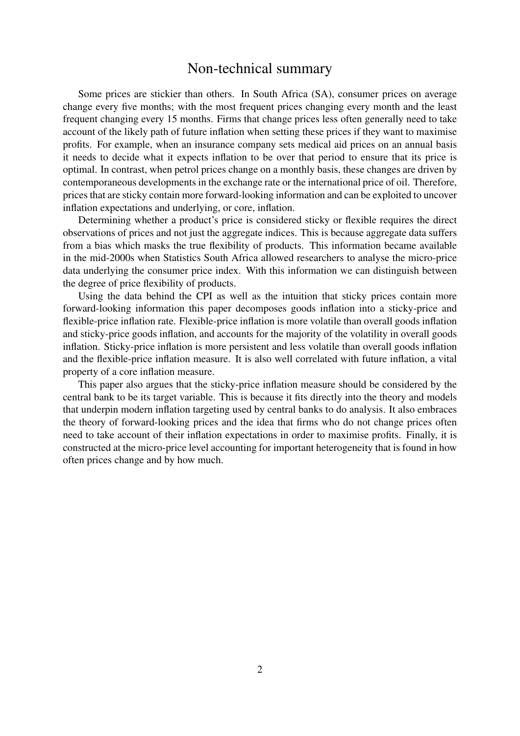# Non-technical summary

Some prices are stickier than others. In South Africa (SA), consumer prices on average change every five months; with the most frequent prices changing every month and the least frequent changing every 15 months. Firms that change prices less often generally need to take account of the likely path of future inflation when setting these prices if they want to maximise profits. For example, when an insurance company sets medical aid prices on an annual basis it needs to decide what it expects inflation to be over that period to ensure that its price is optimal. In contrast, when petrol prices change on a monthly basis, these changes are driven by contemporaneous developments in the exchange rate or the international price of oil. Therefore, prices that are sticky contain more forward-looking information and can be exploited to uncover inflation expectations and underlying, or core, inflation.

Determining whether a product's price is considered sticky or flexible requires the direct observations of prices and not just the aggregate indices. This is because aggregate data suffers from a bias which masks the true flexibility of products. This information became available in the mid-2000s when Statistics South Africa allowed researchers to analyse the micro-price data underlying the consumer price index. With this information we can distinguish between the degree of price flexibility of products.

Using the data behind the CPI as well as the intuition that sticky prices contain more forward-looking information this paper decomposes goods inflation into a sticky-price and flexible-price inflation rate. Flexible-price inflation is more volatile than overall goods inflation and sticky-price goods inflation, and accounts for the majority of the volatility in overall goods inflation. Sticky-price inflation is more persistent and less volatile than overall goods inflation and the flexible-price inflation measure. It is also well correlated with future inflation, a vital property of a core inflation measure.

This paper also argues that the sticky-price inflation measure should be considered by the central bank to be its target variable. This is because it fits directly into the theory and models that underpin modern inflation targeting used by central banks to do analysis. It also embraces the theory of forward-looking prices and the idea that firms who do not change prices often need to take account of their inflation expectations in order to maximise profits. Finally, it is constructed at the micro-price level accounting for important heterogeneity that is found in how often prices change and by how much.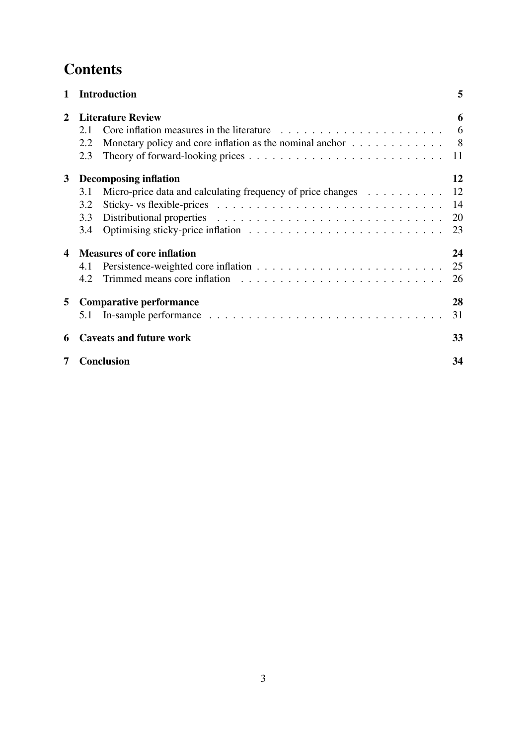# Contents

1 **Introduction** 5

2 **Literature Review** 6
- 2.1 Core inflation measures in the literature 6
- 2.2 Monetary policy and core inflation as the nominal anchor 8
- 2.3 Theory of forward-looking prices 11

3 **Decomposing inflation** 12
- 3.1 Micro-price data and calculating frequency of price changes 12
- 3.2 Sticky- vs flexible-prices 14
- 3.3 Distributional properties 20
- 3.4 Optimising sticky-price inflation 23

4 **Measures of core inflation** 24
- 4.1 Persistence-weighted core inflation 25
- 4.2 Trimmed means core inflation 26

5 **Comparative performance** 28
- 5.1 In-sample performance 31

6 **Caveats and future work** 33

7 **Conclusion** 34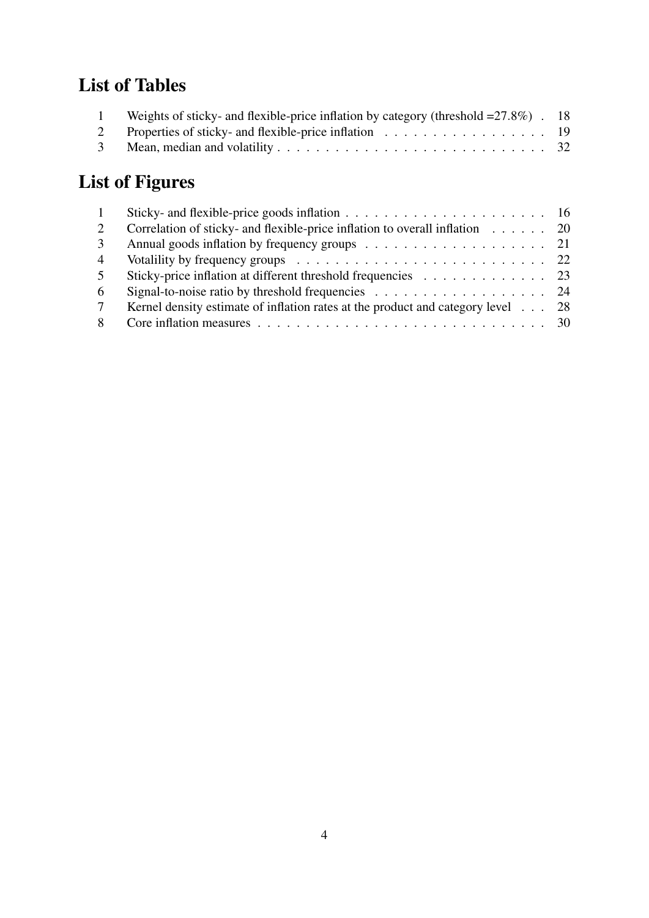## List of Tables

1 Weights of sticky- and flexible-price inflation by category (threshold =27.8%) . 18
2 Properties of sticky- and flexible-price inflation . . . . . . . . . . . . . . . . . 19
3 Mean, median and volatility . . . . . . . . . . . . . . . . . . . . . . . . . . . . 32

## List of Figures

1 Sticky- and flexible-price goods inflation . . . . . . . . . . . . . . . . . . . . . 16
2 Correlation of sticky- and flexible-price inflation to overall inflation . . . . . . 20
3 Annual goods inflation by frequency groups . . . . . . . . . . . . . . . . . . . 21
4 Votality by frequency groups . . . . . . . . . . . . . . . . . . . . . . . . . . . 22
5 Sticky-price inflation at different threshold frequencies . . . . . . . . . . . . . 23
6 Signal-to-noise ratio by threshold frequencies . . . . . . . . . . . . . . . . . . 24
7 Kernel density estimate of inflation rates at the product and category level . . . 28
8 Core inflation measures . . . . . . . . . . . . . . . . . . . . . . . . . . . . . . 30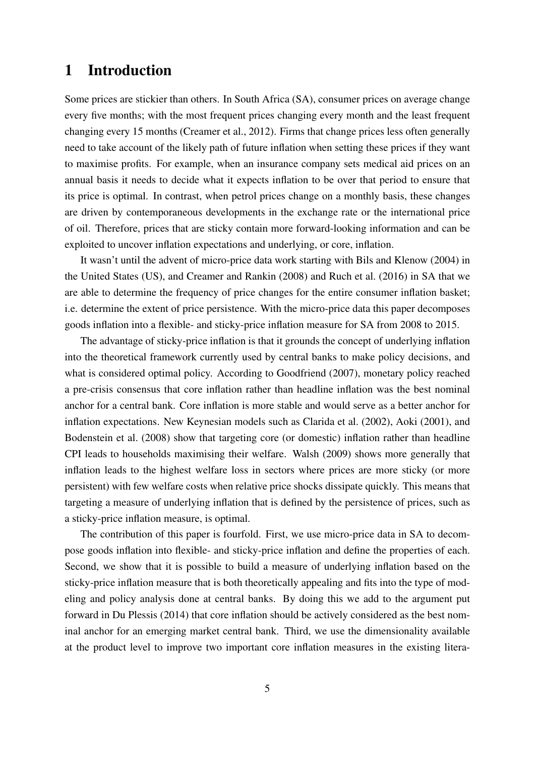# 1 Introduction

Some prices are stickier than others. In South Africa (SA), consumer prices on average change every five months; with the most frequent prices changing every month and the least frequent changing every 15 months (Creamer et al., 2012). Firms that change prices less often generally need to take account of the likely path of future inflation when setting these prices if they want to maximise profits. For example, when an insurance company sets medical aid prices on an annual basis it needs to decide what it expects inflation to be over that period to ensure that its price is optimal. In contrast, when petrol prices change on a monthly basis, these changes are driven by contemporaneous developments in the exchange rate or the international price of oil. Therefore, prices that are sticky contain more forward-looking information and can be exploited to uncover inflation expectations and underlying, or core, inflation.

It wasn't until the advent of micro-price data work starting with Bils and Klenow (2004) in the United States (US), and Creamer and Rankin (2008) and Ruch et al. (2016) in SA that we are able to determine the frequency of price changes for the entire consumer inflation basket; i.e. determine the extent of price persistence. With the micro-price data this paper decomposes goods inflation into a flexible- and sticky-price inflation measure for SA from 2008 to 2015.

The advantage of sticky-price inflation is that it grounds the concept of underlying inflation into the theoretical framework currently used by central banks to make policy decisions, and what is considered optimal policy. According to Goodfriend (2007), monetary policy reached a pre-crisis consensus that core inflation rather than headline inflation was the best nominal anchor for a central bank. Core inflation is more stable and would serve as a better anchor for inflation expectations. New Keynesian models such as Clarida et al. (2002), Aoki (2001), and Bodenstein et al. (2008) show that targeting core (or domestic) inflation rather than headline CPI leads to households maximising their welfare. Walsh (2009) shows more generally that inflation leads to the highest welfare loss in sectors where prices are more sticky (or more persistent) with few welfare costs when relative price shocks dissipate quickly. This means that targeting a measure of underlying inflation that is defined by the persistence of prices, such as a sticky-price inflation measure, is optimal.

The contribution of this paper is fourfold. First, we use micro-price data in SA to decompose goods inflation into flexible- and sticky-price inflation and define the properties of each. Second, we show that it is possible to build a measure of underlying inflation based on the sticky-price inflation measure that is both theoretically appealing and fits into the type of modeling and policy analysis done at central banks. By doing this we add to the argument put forward in Du Plessis (2014) that core inflation should be actively considered as the best nominal anchor for an emerging market central bank. Third, we use the dimensionality available at the product level to improve two important core inflation measures in the existing litera-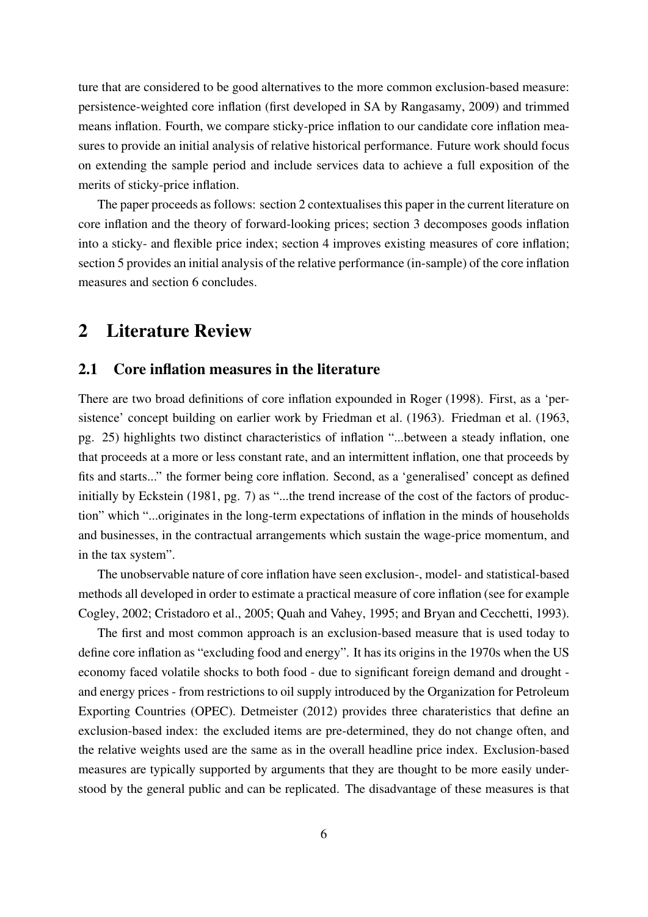ture that are considered to be good alternatives to the more common exclusion-based measure: persistence-weighted core inflation (first developed in SA by Rangasamy, 2009) and trimmed means inflation. Fourth, we compare sticky-price inflation to our candidate core inflation measures to provide an initial analysis of relative historical performance. Future work should focus on extending the sample period and include services data to achieve a full exposition of the merits of sticky-price inflation.

The paper proceeds as follows: section 2 contextualises this paper in the current literature on core inflation and the theory of forward-looking prices; section 3 decomposes goods inflation into a sticky- and flexible price index; section 4 improves existing measures of core inflation; section 5 provides an initial analysis of the relative performance (in-sample) of the core inflation measures and section 6 concludes.

## 2 Literature Review

### 2.1 Core inflation measures in the literature

There are two broad definitions of core inflation expounded in Roger (1998). First, as a 'persistence' concept building on earlier work by Friedman et al. (1963). Friedman et al. (1963, pg. 25) highlights two distinct characteristics of inflation "...between a steady inflation, one that proceeds at a more or less constant rate, and an intermittent inflation, one that proceeds by fits and starts..." the former being core inflation. Second, as a 'generalised' concept as defined initially by Eckstein (1981, pg. 7) as "...the trend increase of the cost of the factors of production" which "...originates in the long-term expectations of inflation in the minds of households and businesses, in the contractual arrangements which sustain the wage-price momentum, and in the tax system".

The unobservable nature of core inflation have seen exclusion-, model- and statistical-based methods all developed in order to estimate a practical measure of core inflation (see for example Cogley, 2002; Cristadoro et al., 2005; Quah and Vahey, 1995; and Bryan and Cecchetti, 1993).

The first and most common approach is an exclusion-based measure that is used today to define core inflation as "excluding food and energy". It has its origins in the 1970s when the US economy faced volatile shocks to both food - due to significant foreign demand and drought - and energy prices - from restrictions to oil supply introduced by the Organization for Petroleum Exporting Countries (OPEC). Detmeister (2012) provides three charateristics that define an exclusion-based index: the excluded items are pre-determined, they do not change often, and the relative weights used are the same as in the overall headline price index. Exclusion-based measures are typically supported by arguments that they are thought to be more easily understood by the general public and can be replicated. The disadvantage of these measures is that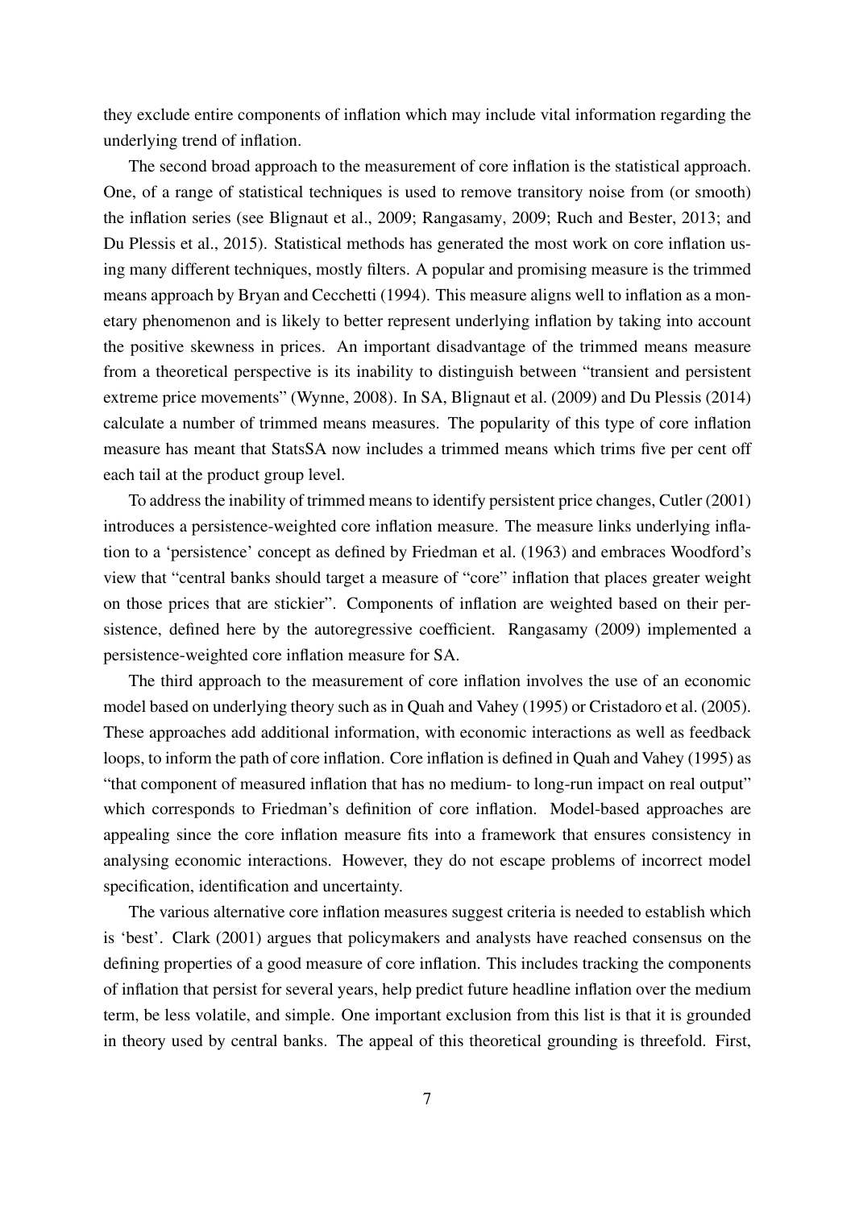they exclude entire components of inflation which may include vital information regarding the underlying trend of inflation.

The second broad approach to the measurement of core inflation is the statistical approach. One, of a range of statistical techniques is used to remove transitory noise from (or smooth) the inflation series (see Blignaut et al., 2009; Rangasamy, 2009; Ruch and Bester, 2013; and Du Plessis et al., 2015). Statistical methods has generated the most work on core inflation using many different techniques, mostly filters. A popular and promising measure is the trimmed means approach by Bryan and Cecchetti (1994). This measure aligns well to inflation as a monetary phenomenon and is likely to better represent underlying inflation by taking into account the positive skewness in prices. An important disadvantage of the trimmed means measure from a theoretical perspective is its inability to distinguish between "transient and persistent extreme price movements" (Wynne, 2008). In SA, Blignaut et al. (2009) and Du Plessis (2014) calculate a number of trimmed means measures. The popularity of this type of core inflation measure has meant that StatsSA now includes a trimmed means which trims five per cent off each tail at the product group level.

To address the inability of trimmed means to identify persistent price changes, Cutler (2001) introduces a persistence-weighted core inflation measure. The measure links underlying inflation to a 'persistence' concept as defined by Friedman et al. (1963) and embraces Woodford's view that "central banks should target a measure of "core" inflation that places greater weight on those prices that are stickier". Components of inflation are weighted based on their persistence, defined here by the autoregressive coefficient. Rangasamy (2009) implemented a persistence-weighted core inflation measure for SA.

The third approach to the measurement of core inflation involves the use of an economic model based on underlying theory such as in Quah and Vahey (1995) or Cristadoro et al. (2005). These approaches add additional information, with economic interactions as well as feedback loops, to inform the path of core inflation. Core inflation is defined in Quah and Vahey (1995) as "that component of measured inflation that has no medium- to long-run impact on real output" which corresponds to Friedman's definition of core inflation. Model-based approaches are appealing since the core inflation measure fits into a framework that ensures consistency in analysing economic interactions. However, they do not escape problems of incorrect model specification, identification and uncertainty.

The various alternative core inflation measures suggest criteria is needed to establish which is 'best'. Clark (2001) argues that policymakers and analysts have reached consensus on the defining properties of a good measure of core inflation. This includes tracking the components of inflation that persist for several years, help predict future headline inflation over the medium term, be less volatile, and simple. One important exclusion from this list is that it is grounded in theory used by central banks. The appeal of this theoretical grounding is threefold. First,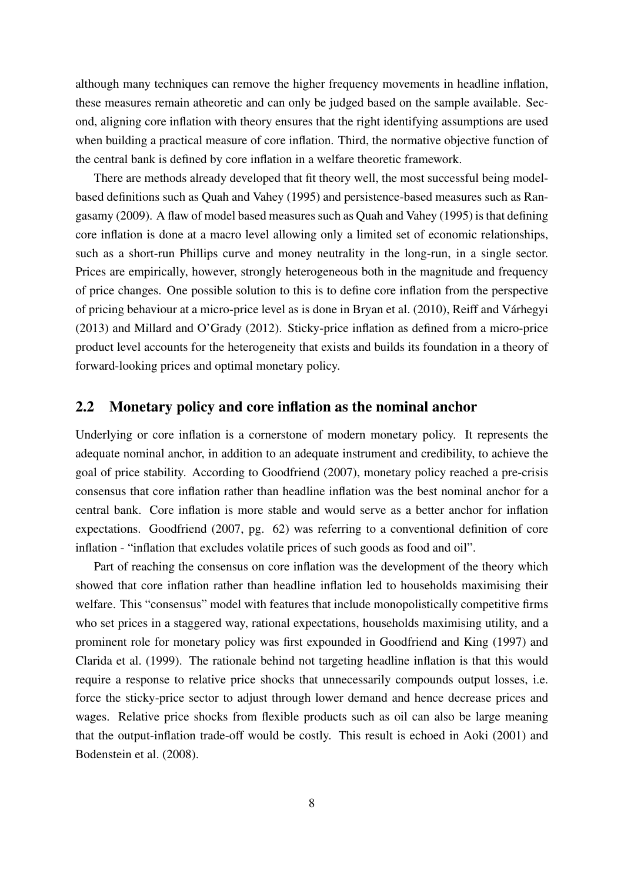although many techniques can remove the higher frequency movements in headline inflation, these measures remain atheoretic and can only be judged based on the sample available. Second, aligning core inflation with theory ensures that the right identifying assumptions are used when building a practical measure of core inflation. Third, the normative objective function of the central bank is defined by core inflation in a welfare theoretic framework.

There are methods already developed that fit theory well, the most successful being model-based definitions such as Quah and Vahey (1995) and persistence-based measures such as Rangasamy (2009). A flaw of model based measures such as Quah and Vahey (1995) is that defining core inflation is done at a macro level allowing only a limited set of economic relationships, such as a short-run Phillips curve and money neutrality in the long-run, in a single sector. Prices are empirically, however, strongly heterogeneous both in the magnitude and frequency of price changes. One possible solution to this is to define core inflation from the perspective of pricing behaviour at a micro-price level as is done in Bryan et al. (2010), Reiff and Várhegyi (2013) and Millard and O'Grady (2012). Sticky-price inflation as defined from a micro-price product level accounts for the heterogeneity that exists and builds its foundation in a theory of forward-looking prices and optimal monetary policy.

## 2.2 Monetary policy and core inflation as the nominal anchor

Underlying or core inflation is a cornerstone of modern monetary policy. It represents the adequate nominal anchor, in addition to an adequate instrument and credibility, to achieve the goal of price stability. According to Goodfriend (2007), monetary policy reached a pre-crisis consensus that core inflation rather than headline inflation was the best nominal anchor for a central bank. Core inflation is more stable and would serve as a better anchor for inflation expectations. Goodfriend (2007, pg. 62) was referring to a conventional definition of core inflation - "inflation that excludes volatile prices of such goods as food and oil".

Part of reaching the consensus on core inflation was the development of the theory which showed that core inflation rather than headline inflation led to households maximising their welfare. This "consensus" model with features that include monopolistically competitive firms who set prices in a staggered way, rational expectations, households maximising utility, and a prominent role for monetary policy was first expounded in Goodfriend and King (1997) and Clarida et al. (1999). The rationale behind not targeting headline inflation is that this would require a response to relative price shocks that unnecessarily compounds output losses, i.e. force the sticky-price sector to adjust through lower demand and hence decrease prices and wages. Relative price shocks from flexible products such as oil can also be large meaning that the output-inflation trade-off would be costly. This result is echoed in Aoki (2001) and Bodenstein et al. (2008).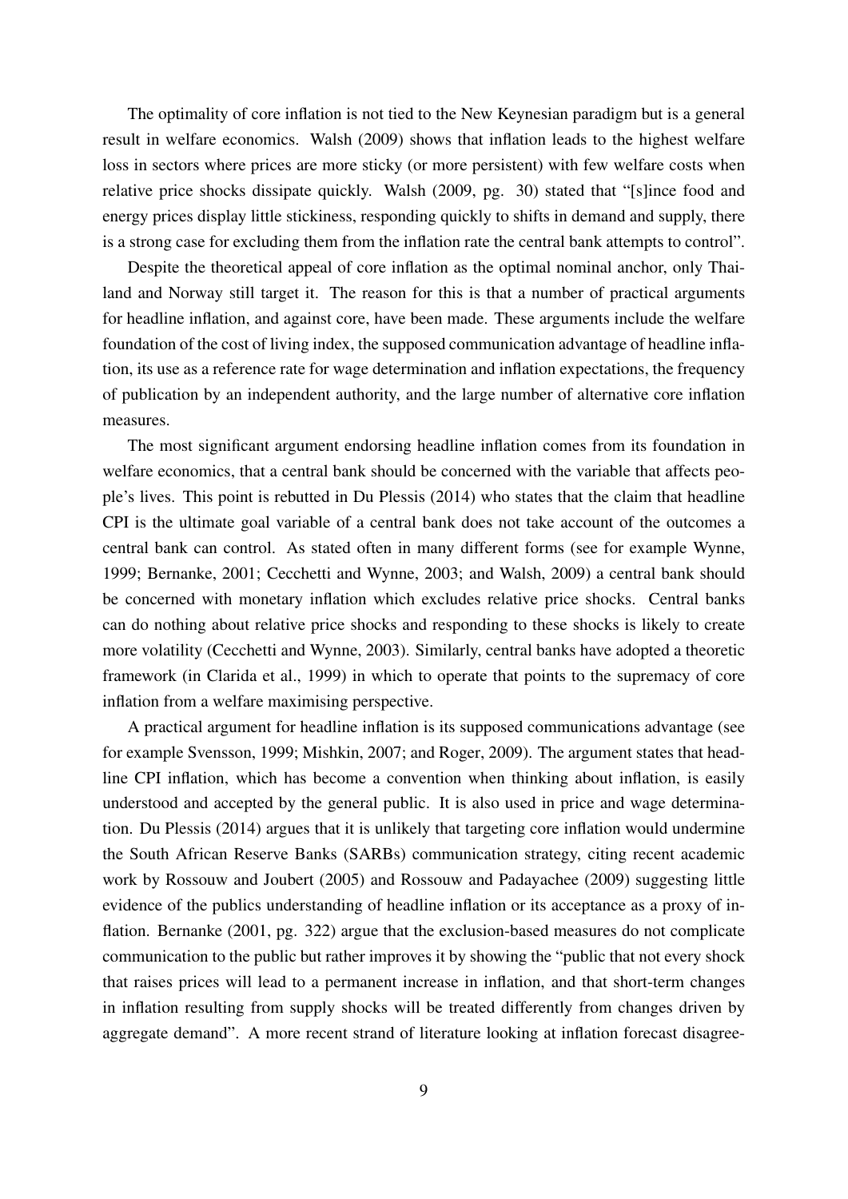The optimality of core inflation is not tied to the New Keynesian paradigm but is a general result in welfare economics. Walsh (2009) shows that inflation leads to the highest welfare loss in sectors where prices are more sticky (or more persistent) with few welfare costs when relative price shocks dissipate quickly. Walsh (2009, pg. 30) stated that "[s]ince food and energy prices display little stickiness, responding quickly to shifts in demand and supply, there is a strong case for excluding them from the inflation rate the central bank attempts to control".

Despite the theoretical appeal of core inflation as the optimal nominal anchor, only Thailand and Norway still target it. The reason for this is that a number of practical arguments for headline inflation, and against core, have been made. These arguments include the welfare foundation of the cost of living index, the supposed communication advantage of headline inflation, its use as a reference rate for wage determination and inflation expectations, the frequency of publication by an independent authority, and the large number of alternative core inflation measures.

The most significant argument endorsing headline inflation comes from its foundation in welfare economics, that a central bank should be concerned with the variable that affects people's lives. This point is rebutted in Du Plessis (2014) who states that the claim that headline CPI is the ultimate goal variable of a central bank does not take account of the outcomes a central bank can control. As stated often in many different forms (see for example Wynne, 1999; Bernanke, 2001; Cecchetti and Wynne, 2003; and Walsh, 2009) a central bank should be concerned with monetary inflation which excludes relative price shocks. Central banks can do nothing about relative price shocks and responding to these shocks is likely to create more volatility (Cecchetti and Wynne, 2003). Similarly, central banks have adopted a theoretic framework (in Clarida et al., 1999) in which to operate that points to the supremacy of core inflation from a welfare maximising perspective.

A practical argument for headline inflation is its supposed communications advantage (see for example Svensson, 1999; Mishkin, 2007; and Roger, 2009). The argument states that headline CPI inflation, which has become a convention when thinking about inflation, is easily understood and accepted by the general public. It is also used in price and wage determination. Du Plessis (2014) argues that it is unlikely that targeting core inflation would undermine the South African Reserve Banks (SARBs) communication strategy, citing recent academic work by Rossouw and Joubert (2005) and Rossouw and Padayachee (2009) suggesting little evidence of the publics understanding of headline inflation or its acceptance as a proxy of inflation. Bernanke (2001, pg. 322) argue that the exclusion-based measures do not complicate communication to the public but rather improves it by showing the "public that not every shock that raises prices will lead to a permanent increase in inflation, and that short-term changes in inflation resulting from supply shocks will be treated differently from changes driven by aggregate demand". A more recent strand of literature looking at inflation forecast disagree-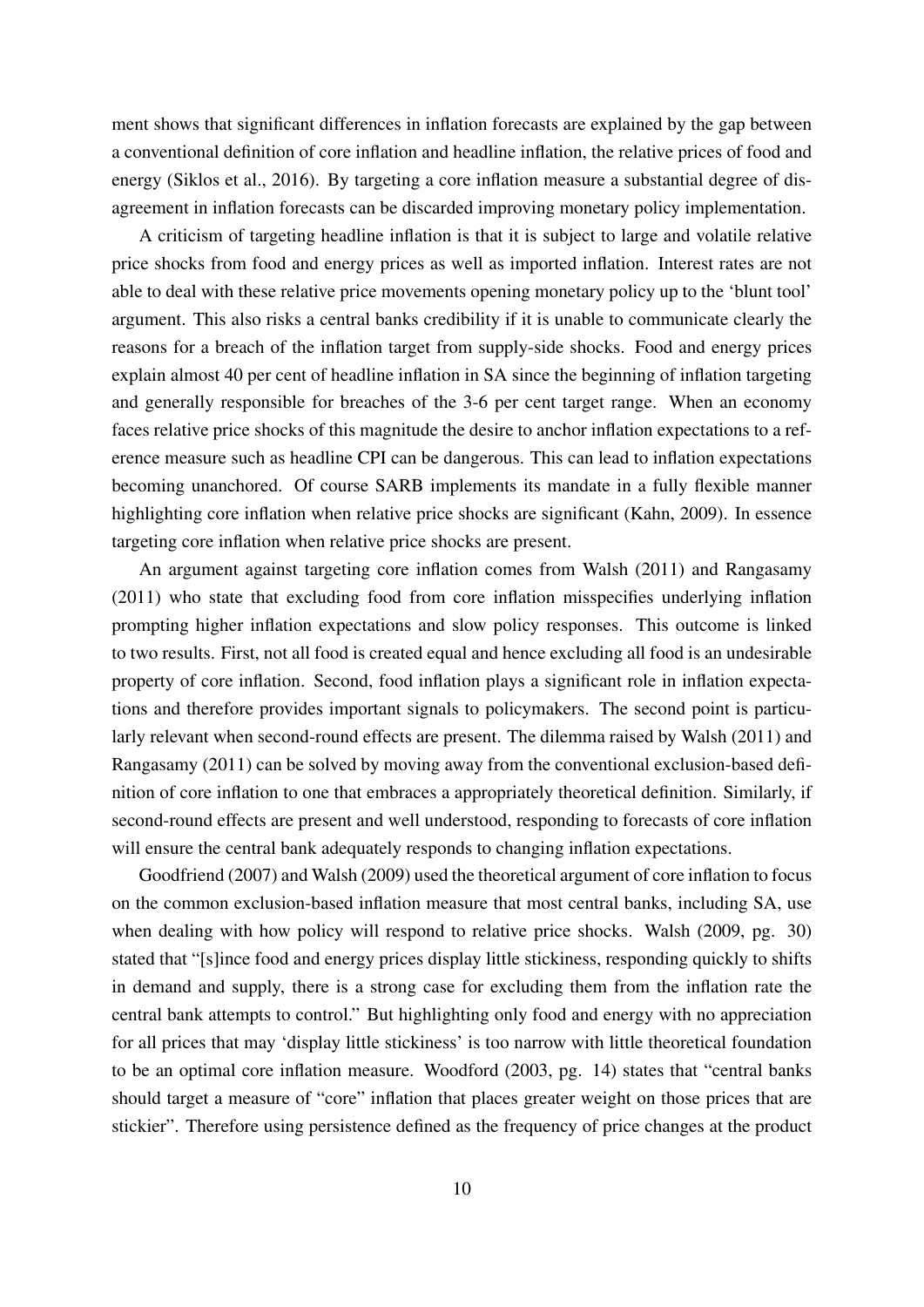ment shows that significant differences in inflation forecasts are explained by the gap between a conventional definition of core inflation and headline inflation, the relative prices of food and energy (Siklos et al., 2016). By targeting a core inflation measure a substantial degree of disagreement in inflation forecasts can be discarded improving monetary policy implementation.

A criticism of targeting headline inflation is that it is subject to large and volatile relative price shocks from food and energy prices as well as imported inflation. Interest rates are not able to deal with these relative price movements opening monetary policy up to the 'blunt tool' argument. This also risks a central banks credibility if it is unable to communicate clearly the reasons for a breach of the inflation target from supply-side shocks. Food and energy prices explain almost 40 per cent of headline inflation in SA since the beginning of inflation targeting and generally responsible for breaches of the 3-6 per cent target range. When an economy faces relative price shocks of this magnitude the desire to anchor inflation expectations to a reference measure such as headline CPI can be dangerous. This can lead to inflation expectations becoming unanchored. Of course SARB implements its mandate in a fully flexible manner highlighting core inflation when relative price shocks are significant (Kahn, 2009). In essence targeting core inflation when relative price shocks are present.

An argument against targeting core inflation comes from Walsh (2011) and Rangasamy (2011) who state that excluding food from core inflation misspecifies underlying inflation prompting higher inflation expectations and slow policy responses. This outcome is linked to two results. First, not all food is created equal and hence excluding all food is an undesirable property of core inflation. Second, food inflation plays a significant role in inflation expectations and therefore provides important signals to policymakers. The second point is particularly relevant when second-round effects are present. The dilemma raised by Walsh (2011) and Rangasamy (2011) can be solved by moving away from the conventional exclusion-based definition of core inflation to one that embraces a appropriately theoretical definition. Similarly, if second-round effects are present and well understood, responding to forecasts of core inflation will ensure the central bank adequately responds to changing inflation expectations.

Goodfriend (2007) and Walsh (2009) used the theoretical argument of core inflation to focus on the common exclusion-based inflation measure that most central banks, including SA, use when dealing with how policy will respond to relative price shocks. Walsh (2009, pg. 30) stated that "[s]ince food and energy prices display little stickiness, responding quickly to shifts in demand and supply, there is a strong case for excluding them from the inflation rate the central bank attempts to control." But highlighting only food and energy with no appreciation for all prices that may 'display little stickiness' is too narrow with little theoretical foundation to be an optimal core inflation measure. Woodford (2003, pg. 14) states that "central banks should target a measure of "core" inflation that places greater weight on those prices that are stickier". Therefore using persistence defined as the frequency of price changes at the product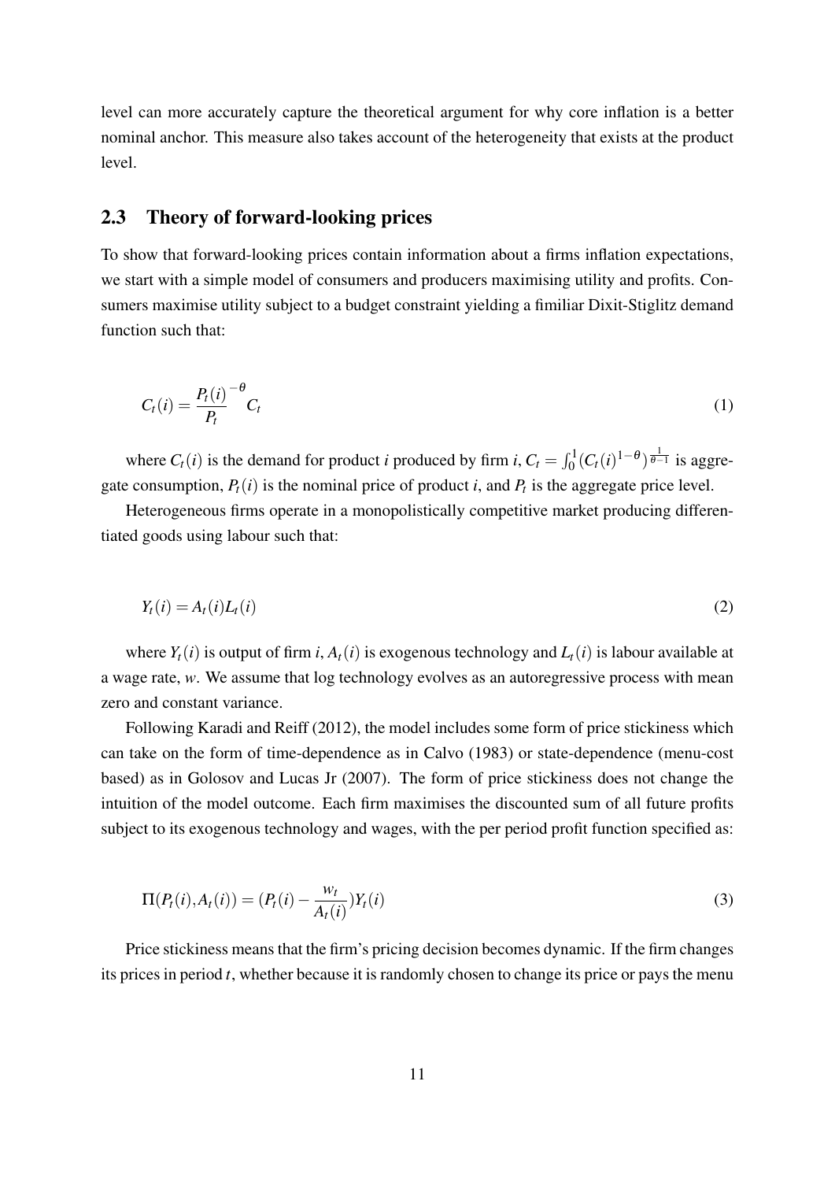level can more accurately capture the theoretical argument for why core inflation is a better nominal anchor. This measure also takes account of the heterogeneity that exists at the product level.

## 2.3 Theory of forward-looking prices

To show that forward-looking prices contain information about a firms inflation expectations, we start with a simple model of consumers and producers maximising utility and profits. Consumers maximise utility subject to a budget constraint yielding a fimiliar Dixit-Stiglitz demand function such that:

$$C_t(i) = \frac{P_t(i)}{P_t}^{-\theta} C_t \tag{1}$$

where $C_t(i)$ is the demand for product $i$ produced by firm $i$, $C_t = \int_0^1 (C_t(i)^{1-\theta})^{\frac{1}{\theta-1}}$ is aggregate consumption, $P_t(i)$ is the nominal price of product $i$, and $P_t$ is the aggregate price level.

Heterogeneous firms operate in a monopolistically competitive market producing differentiated goods using labour such that:

$$Y_t(i) = A_t(i)L_t(i) \tag{2}$$

where $Y_t(i)$ is output of firm $i$, $A_t(i)$ is exogenous technology and $L_t(i)$ is labour available at a wage rate, $w$. We assume that log technology evolves as an autoregressive process with mean zero and constant variance.

Following Karadi and Reiff (2012), the model includes some form of price stickiness which can take on the form of time-dependence as in Calvo (1983) or state-dependence (menu-cost based) as in Golosov and Lucas Jr (2007). The form of price stickiness does not change the intuition of the model outcome. Each firm maximises the discounted sum of all future profits subject to its exogenous technology and wages, with the per period profit function specified as:

$$\Pi(P_t(i), A_t(i)) = (P_t(i) - \frac{w_t}{A_t(i)})Y_t(i) \tag{3}$$

Price stickiness means that the firm's pricing decision becomes dynamic. If the firm changes its prices in period $t$, whether because it is randomly chosen to change its price or pays the menu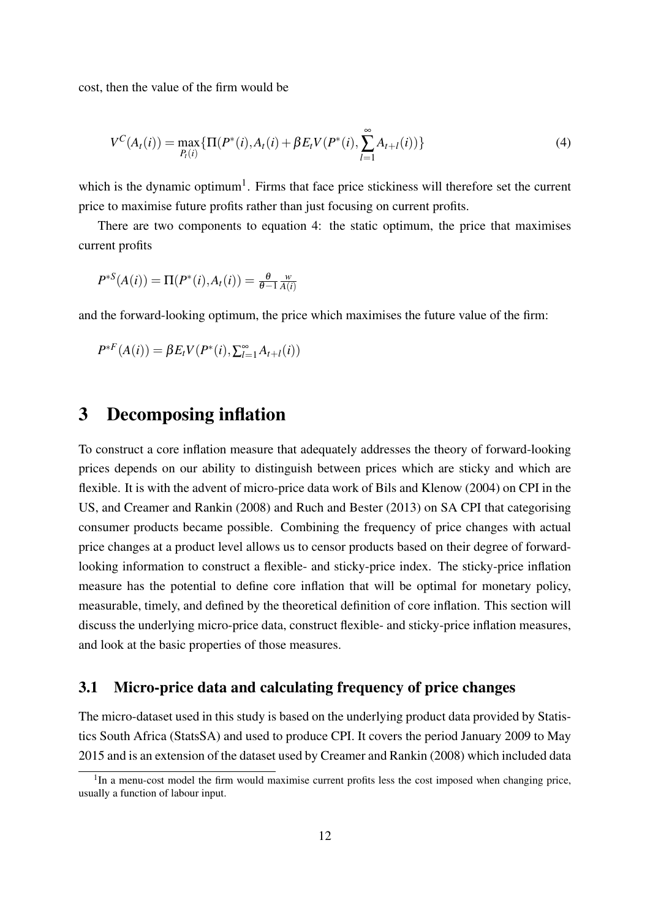cost, then the value of the firm would be

$$V^C(A_t(i)) = \max_{P_t(i)} \{\Pi(P^*(i), A_t(i) + \beta E_t V(P^*(i), \sum_{l=1}^{\infty} A_{t+l}(i))\} \tag{4}$$

which is the dynamic optimum[1]. Firms that face price stickiness will therefore set the current price to maximise future profits rather than just focusing on current profits.

There are two components to equation 4: the static optimum, the price that maximises current profits

$P^{*S}(A(i)) = \Pi(P^*(i), A_t(i)) = \frac{\theta}{\theta-1}\frac{w}{A(i)}$

and the forward-looking optimum, the price which maximises the future value of the firm:

$P^{*F}(A(i)) = \beta E_t V(P^*(i), \sum_{l=1}^{\infty} A_{t+l}(i))$

# 3 Decomposing inflation

To construct a core inflation measure that adequately addresses the theory of forward-looking prices depends on our ability to distinguish between prices which are sticky and which are flexible. It is with the advent of micro-price data work of Bils and Klenow (2004) on CPI in the US, and Creamer and Rankin (2008) and Ruch and Bester (2013) on SA CPI that categorising consumer products became possible. Combining the frequency of price changes with actual price changes at a product level allows us to censor products based on their degree of forward-looking information to construct a flexible- and sticky-price index. The sticky-price inflation measure has the potential to define core inflation that will be optimal for monetary policy, measurable, timely, and defined by the theoretical definition of core inflation. This section will discuss the underlying micro-price data, construct flexible- and sticky-price inflation measures, and look at the basic properties of those measures.

## 3.1 Micro-price data and calculating frequency of price changes

The micro-dataset used in this study is based on the underlying product data provided by Statistics South Africa (StatsSA) and used to produce CPI. It covers the period January 2009 to May 2015 and is an extension of the dataset used by Creamer and Rankin (2008) which included data

[1] In a menu-cost model the firm would maximise current profits less the cost imposed when changing price, usually a function of labour input.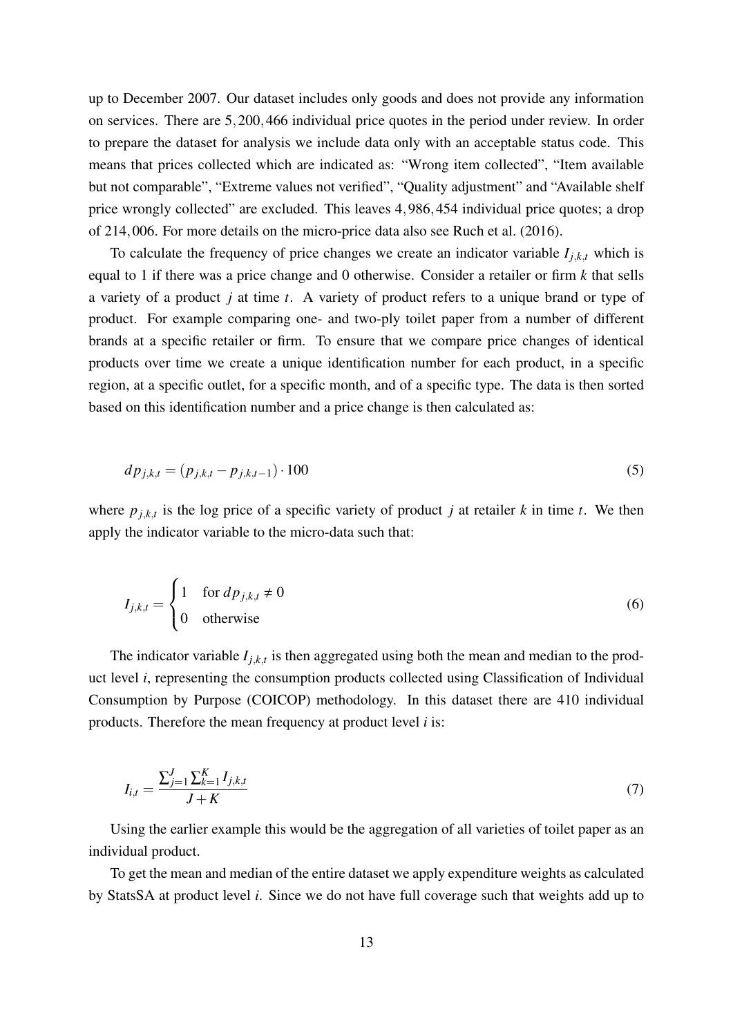up to December 2007. Our dataset includes only goods and does not provide any information on services. There are $5,200,466$ individual price quotes in the period under review. In order to prepare the dataset for analysis we include data only with an acceptable status code. This means that prices collected which are indicated as: "Wrong item collected", "Item available but not comparable", "Extreme values not verified", "Quality adjustment" and "Available shelf price wrongly collected" are excluded. This leaves $4,986,454$ individual price quotes; a drop of $214,006$. For more details on the micro-price data also see Ruch et al. (2016).

To calculate the frequency of price changes we create an indicator variable $I_{j,k,t}$ which is equal to 1 if there was a price change and 0 otherwise. Consider a retailer or firm $k$ that sells a variety of a product $j$ at time $t$. A variety of product refers to a unique brand or type of product. For example comparing one- and two-ply toilet paper from a number of different brands at a specific retailer or firm. To ensure that we compare price changes of identical products over time we create a unique identification number for each product, in a specific region, at a specific outlet, for a specific month, and of a specific type. The data is then sorted based on this identification number and a price change is then calculated as:

$$dp_{j,k,t} = (p_{j,k,t} - p_{j,k,t-1}) \cdot 100 \tag{5}$$

where $p_{j,k,t}$ is the log price of a specific variety of product $j$ at retailer $k$ in time $t$. We then apply the indicator variable to the micro-data such that:

$$I_{j,k,t} = \begin{cases} 1 & \text{for } dp_{j,k,t} \neq 0 \\ 0 & \text{otherwise} \end{cases} \tag{6}$$

The indicator variable $I_{j,k,t}$ is then aggregated using both the mean and median to the product level $i$, representing the consumption products collected using Classification of Individual Consumption by Purpose (COICOP) methodology. In this dataset there are 410 individual products. Therefore the mean frequency at product level $i$ is:

$$I_{i,t} = \frac{\sum_{j=1}^{J} \sum_{k=1}^{K} I_{j,k,t}}{J+K} \tag{7}$$

Using the earlier example this would be the aggregation of all varieties of toilet paper as an individual product.

To get the mean and median of the entire dataset we apply expenditure weights as calculated by StatsSA at product level $i$. Since we do not have full coverage such that weights add up to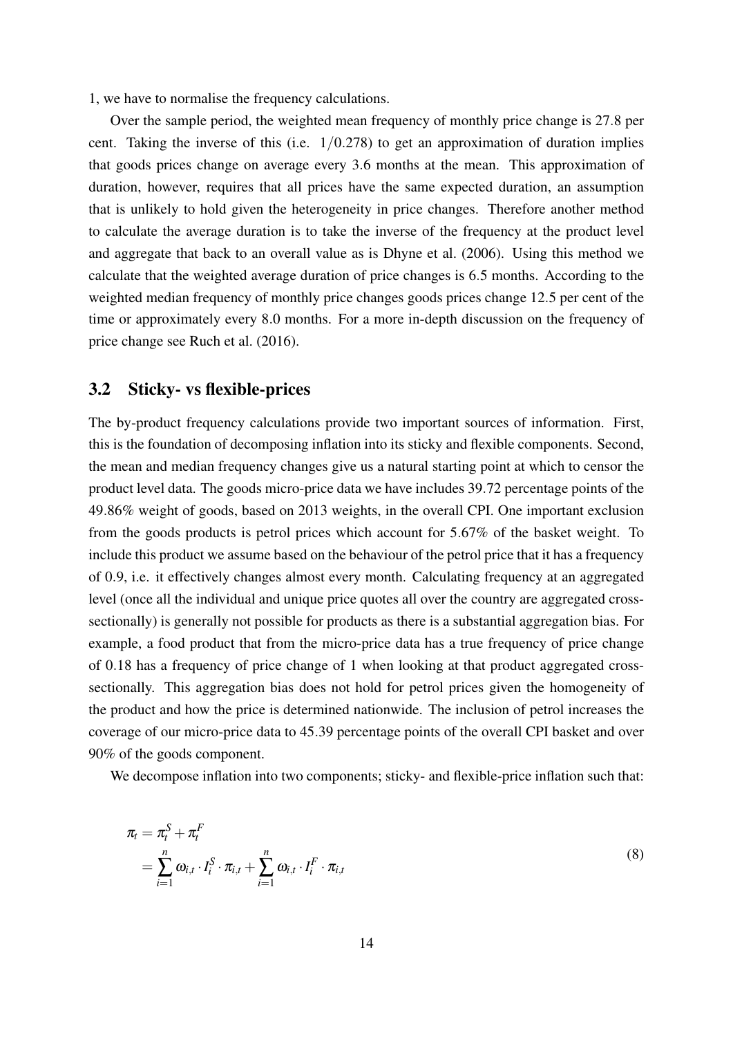1, we have to normalise the frequency calculations.

Over the sample period, the weighted mean frequency of monthly price change is 27.8 per cent. Taking the inverse of this (i.e. $1/0.278$) to get an approximation of duration implies that goods prices change on average every 3.6 months at the mean. This approximation of duration, however, requires that all prices have the same expected duration, an assumption that is unlikely to hold given the heterogeneity in price changes. Therefore another method to calculate the average duration is to take the inverse of the frequency at the product level and aggregate that back to an overall value as is Dhyne et al. (2006). Using this method we calculate that the weighted average duration of price changes is 6.5 months. According to the weighted median frequency of monthly price changes goods prices change 12.5 per cent of the time or approximately every 8.0 months. For a more in-depth discussion on the frequency of price change see Ruch et al. (2016).

## 3.2 Sticky- vs flexible-prices

The by-product frequency calculations provide two important sources of information. First, this is the foundation of decomposing inflation into its sticky and flexible components. Second, the mean and median frequency changes give us a natural starting point at which to censor the product level data. The goods micro-price data we have includes 39.72 percentage points of the 49.86% weight of goods, based on 2013 weights, in the overall CPI. One important exclusion from the goods products is petrol prices which account for 5.67% of the basket weight. To include this product we assume based on the behaviour of the petrol price that it has a frequency of 0.9, i.e. it effectively changes almost every month. Calculating frequency at an aggregated level (once all the individual and unique price quotes all over the country are aggregated cross-sectionally) is generally not possible for products as there is a substantial aggregation bias. For example, a food product that from the micro-price data has a true frequency of price change of 0.18 has a frequency of price change of 1 when looking at that product aggregated cross-sectionally. This aggregation bias does not hold for petrol prices given the homogeneity of the product and how the price is determined nationwide. The inclusion of petrol increases the coverage of our micro-price data to 45.39 percentage points of the overall CPI basket and over 90% of the goods component.

We decompose inflation into two components; sticky- and flexible-price inflation such that:

$$
\begin{aligned}
\pi_t &= \pi_t^S + \pi_t^F \\
&= \sum_{i=1}^{n} \omega_{i,t} \cdot I_i^S \cdot \pi_{i,t} + \sum_{i=1}^{n} \omega_{i,t} \cdot I_i^F \cdot \pi_{i,t}
\end{aligned}
\tag{8}
$$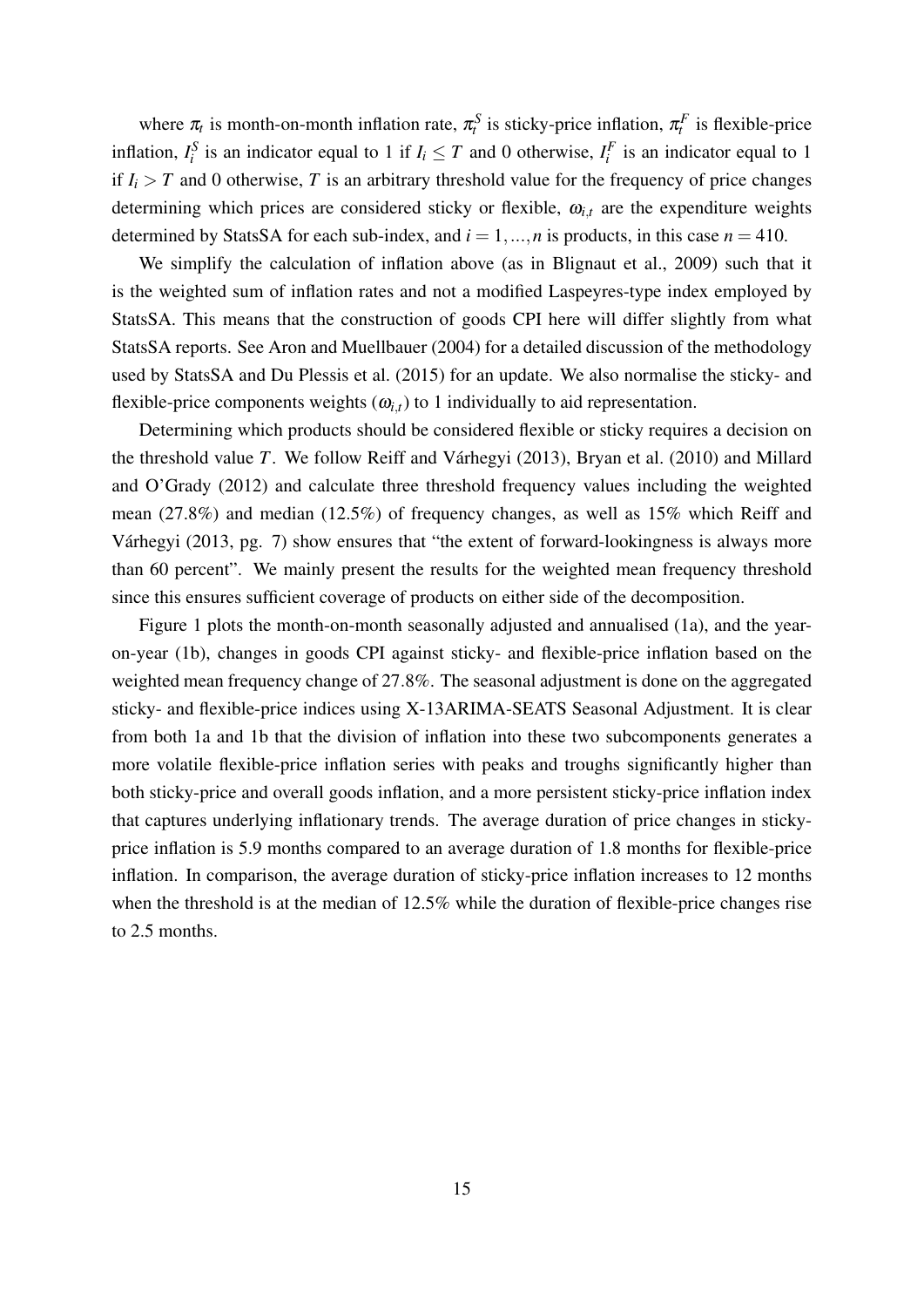where $\pi_t$ is month-on-month inflation rate, $\pi_t^S$ is sticky-price inflation, $\pi_t^F$ is flexible-price inflation, $I_i^S$ is an indicator equal to 1 if $I_i \leq T$ and 0 otherwise, $I_i^F$ is an indicator equal to 1 if $I_i > T$ and 0 otherwise, $T$ is an arbitrary threshold value for the frequency of price changes determining which prices are considered sticky or flexible, $\omega_{i,t}$ are the expenditure weights determined by StatsSA for each sub-index, and $i = 1, ..., n$ is products, in this case $n = 410$.

We simplify the calculation of inflation above (as in Blignaut et al., 2009) such that it is the weighted sum of inflation rates and not a modified Laspeyres-type index employed by StatsSA. This means that the construction of goods CPI here will differ slightly from what StatsSA reports. See Aron and Muellbauer (2004) for a detailed discussion of the methodology used by StatsSA and Du Plessis et al. (2015) for an update. We also normalise the sticky- and flexible-price components weights ($\omega_{i,t}$) to 1 individually to aid representation.

Determining which products should be considered flexible or sticky requires a decision on the threshold value $T$. We follow Reiff and Várhegyi (2013), Bryan et al. (2010) and Millard and O'Grady (2012) and calculate three threshold frequency values including the weighted mean (27.8%) and median (12.5%) of frequency changes, as well as 15% which Reiff and Várhegyi (2013, pg. 7) show ensures that "the extent of forward-lookingness is always more than 60 percent". We mainly present the results for the weighted mean frequency threshold since this ensures sufficient coverage of products on either side of the decomposition.

Figure 1 plots the month-on-month seasonally adjusted and annualised (1a), and the year-on-year (1b), changes in goods CPI against sticky- and flexible-price inflation based on the weighted mean frequency change of 27.8%. The seasonal adjustment is done on the aggregated sticky- and flexible-price indices using X-13ARIMA-SEATS Seasonal Adjustment. It is clear from both 1a and 1b that the division of inflation into these two subcomponents generates a more volatile flexible-price inflation series with peaks and troughs significantly higher than both sticky-price and overall goods inflation, and a more persistent sticky-price inflation index that captures underlying inflationary trends. The average duration of price changes in sticky-price inflation is 5.9 months compared to an average duration of 1.8 months for flexible-price inflation. In comparison, the average duration of sticky-price inflation increases to 12 months when the threshold is at the median of 12.5% while the duration of flexible-price changes rise to 2.5 months.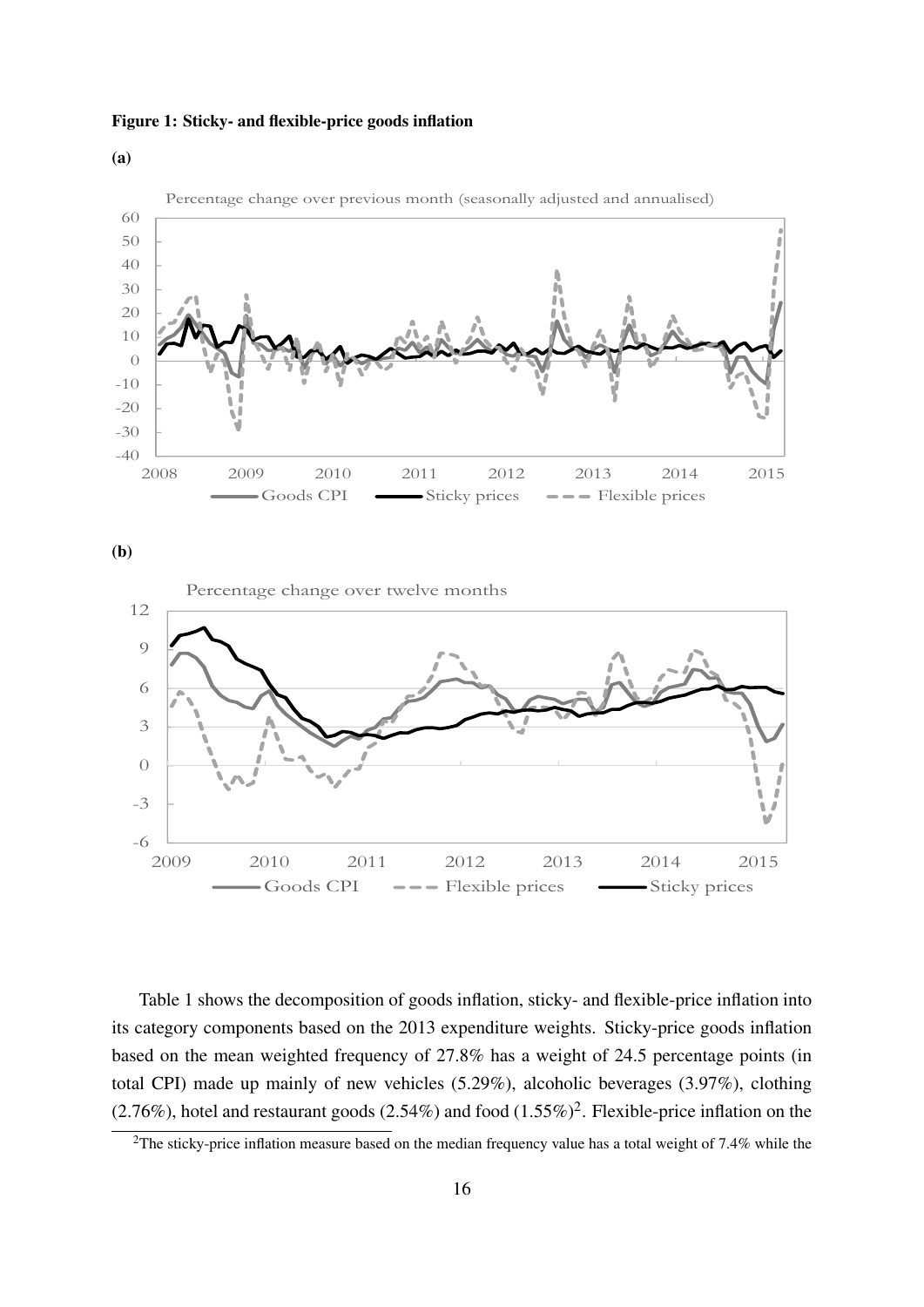**Figure 1: Sticky- and flexible-price goods inflation**

**(a)**

Percentage change over previous month (seasonally adjusted and annualised)

60
50
40
30
20
10
0
-10
-20
-30
-40

2008 2009 2010 2011 2012 2013 2014 2015

Goods CPI — Sticky prices — Flexible prices

**(b)**

Percentage change over twelve months

12
9
6
3
0
-3
-6

2009 2010 2011 2012 2013 2014 2015

Goods CPI — Flexible prices — Sticky prices

Table 1 shows the decomposition of goods inflation, sticky- and flexible-price inflation into its category components based on the 2013 expenditure weights. Sticky-price goods inflation based on the mean weighted frequency of 27.8% has a weight of 24.5 percentage points (in total CPI) made up mainly of new vehicles (5.29%), alcoholic beverages (3.97%), clothing (2.76%), hotel and restaurant goods (2.54%) and food (1.55%)[2]. Flexible-price inflation on the

[2]The sticky-price inflation measure based on the median frequency value has a total weight of 7.4% while the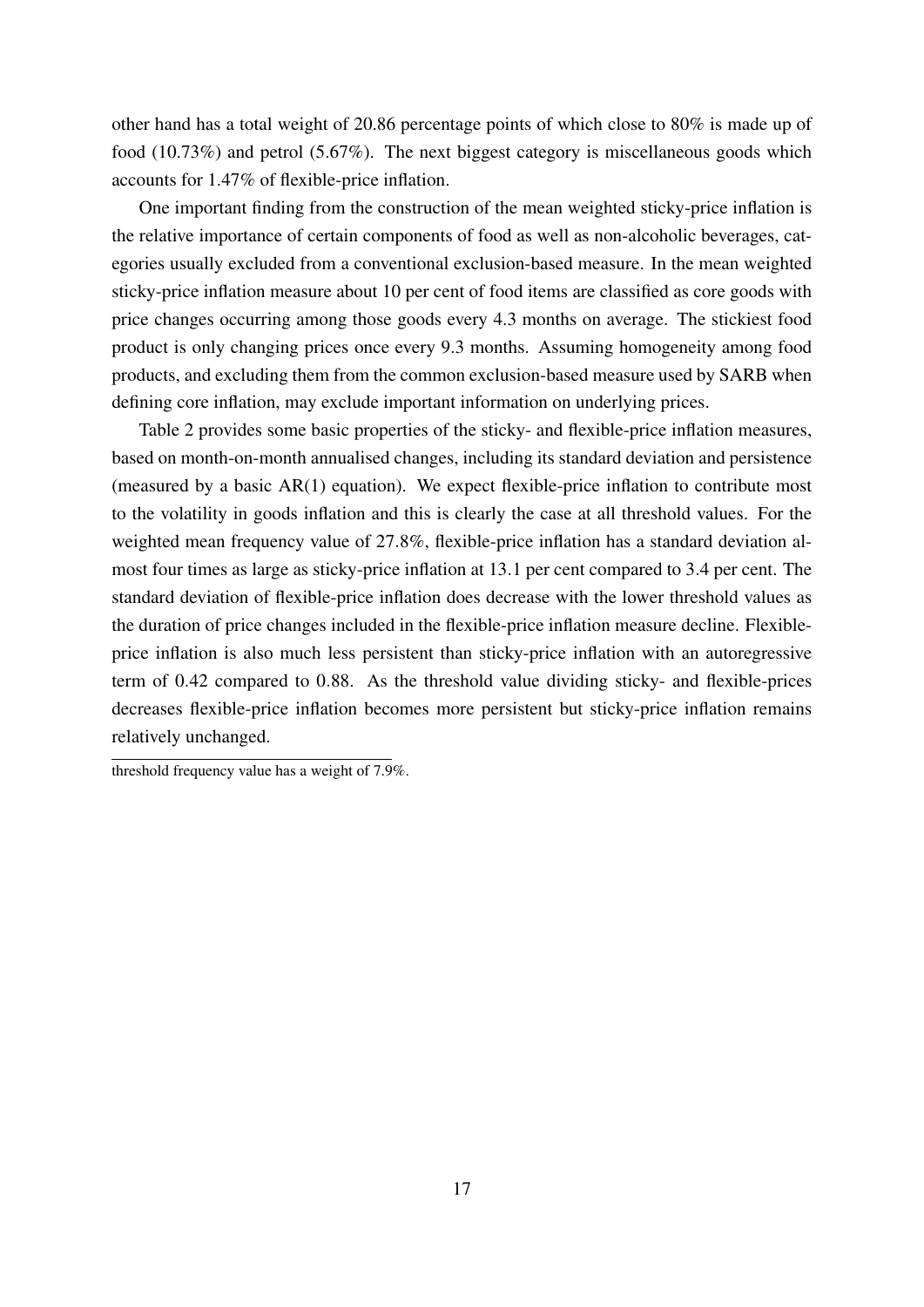other hand has a total weight of 20.86 percentage points of which close to 80% is made up of food (10.73%) and petrol (5.67%). The next biggest category is miscellaneous goods which accounts for 1.47% of flexible-price inflation.

One important finding from the construction of the mean weighted sticky-price inflation is the relative importance of certain components of food as well as non-alcoholic beverages, categories usually excluded from a conventional exclusion-based measure. In the mean weighted sticky-price inflation measure about 10 per cent of food items are classified as core goods with price changes occurring among those goods every 4.3 months on average. The stickiest food product is only changing prices once every 9.3 months. Assuming homogeneity among food products, and excluding them from the common exclusion-based measure used by SARB when defining core inflation, may exclude important information on underlying prices.

Table 2 provides some basic properties of the sticky- and flexible-price inflation measures, based on month-on-month annualised changes, including its standard deviation and persistence (measured by a basic AR(1) equation). We expect flexible-price inflation to contribute most to the volatility in goods inflation and this is clearly the case at all threshold values. For the weighted mean frequency value of 27.8%, flexible-price inflation has a standard deviation almost four times as large as sticky-price inflation at 13.1 per cent compared to 3.4 per cent. The standard deviation of flexible-price inflation does decrease with the lower threshold values as the duration of price changes included in the flexible-price inflation measure decline. Flexible-price inflation is also much less persistent than sticky-price inflation with an autoregressive term of 0.42 compared to 0.88. As the threshold value dividing sticky- and flexible-prices decreases flexible-price inflation becomes more persistent but sticky-price inflation remains relatively unchanged.

threshold frequency value has a weight of 7.9%.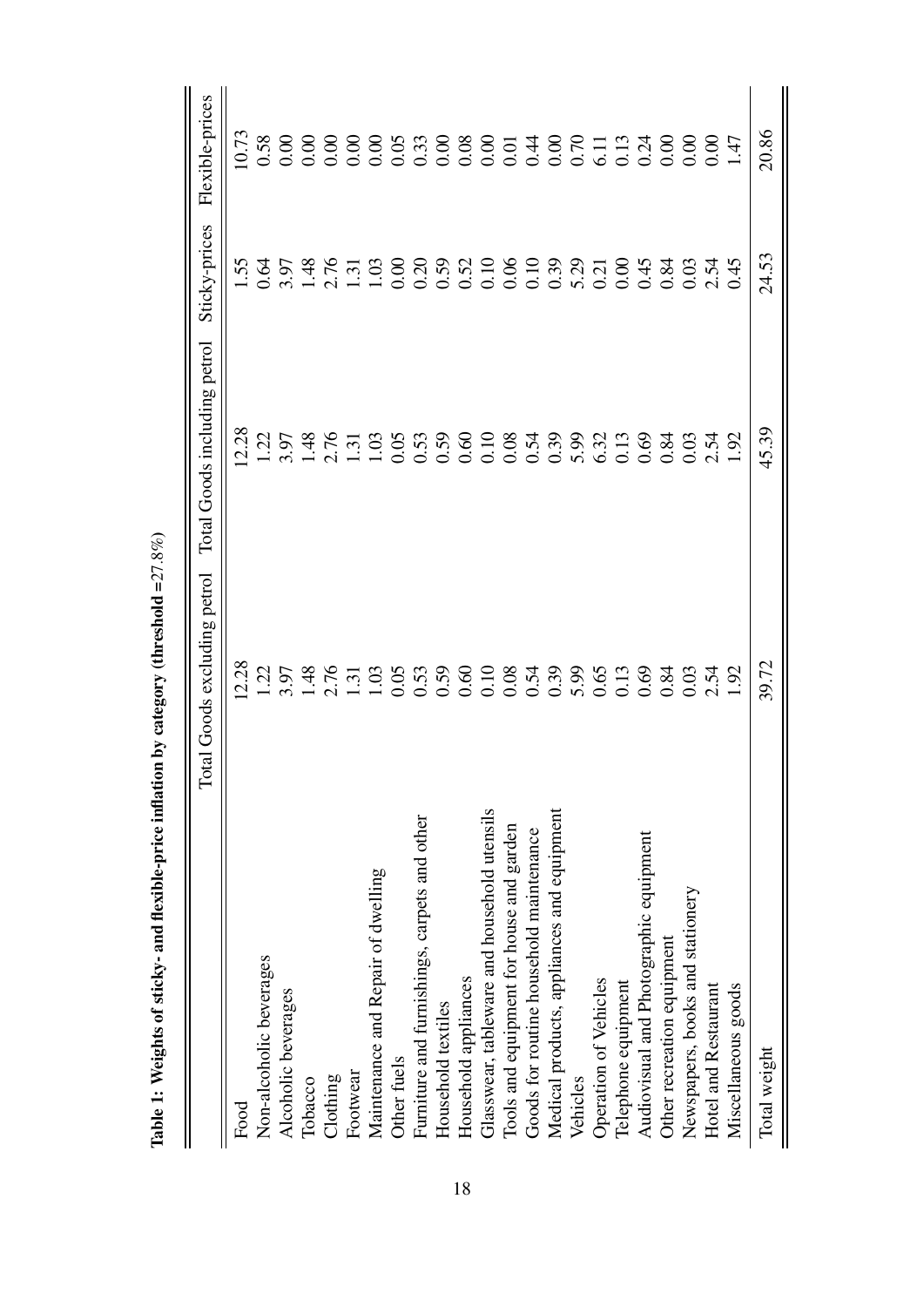**Table 1: Weights of sticky- and flexible-price inflation by category (threshold =27.8%)**

| | Total Goods excluding petrol | Total Goods including petrol | Sticky-prices | Flexible-prices |
|---|---|---|---|---|
| Food | 12.28 | 12.28 | 1.55 | 10.73 |
| Non-alcoholic beverages | 1.22 | 1.22 | 0.64 | 0.58 |
| Alcoholic beverages | 3.97 | 3.97 | 3.97 | 0.00 |
| Tobacco | 1.48 | 1.48 | 1.48 | 0.00 |
| Clothing | 2.76 | 2.76 | 2.76 | 0.00 |
| Footwear | 1.31 | 1.31 | 1.31 | 0.00 |
| Maintenance and Repair of dwelling | 1.03 | 1.03 | 1.03 | 0.00 |
| Other fuels | 0.05 | 0.05 | 0.00 | 0.05 |
| Furniture and furnishings, carpets and other | 0.53 | 0.53 | 0.20 | 0.33 |
| Household textiles | 0.59 | 0.59 | 0.59 | 0.00 |
| Household appliances | 0.60 | 0.60 | 0.52 | 0.08 |
| Glassware, tableware and household utensils | 0.10 | 0.10 | 0.10 | 0.00 |
| Tools and equipment for house and garden | 0.08 | 0.08 | 0.06 | 0.01 |
| Goods for routine household maintenance | 0.54 | 0.54 | 0.10 | 0.44 |
| Medical products, appliances and equipment | 0.39 | 0.39 | 0.39 | 0.00 |
| Vehicles | 5.99 | 5.99 | 5.29 | 0.70 |
| Operation of Vehicles | 0.65 | 6.32 | 0.21 | 6.11 |
| Telephone equipment | 0.13 | 0.13 | 0.00 | 0.13 |
| Audiovisual and Photographic equipment | 0.69 | 0.69 | 0.45 | 0.24 |
| Other recreation equipment | 0.84 | 0.84 | 0.84 | 0.00 |
| Newspapers, books and stationery | 0.03 | 0.03 | 0.03 | 0.00 |
| Hotel and Restaurant | 2.54 | 2.54 | 2.54 | 0.00 |
| Miscellaneous goods | 1.92 | 1.92 | 0.45 | 1.47 |
| Total weight | 39.72 | 45.39 | 24.53 | 20.86 |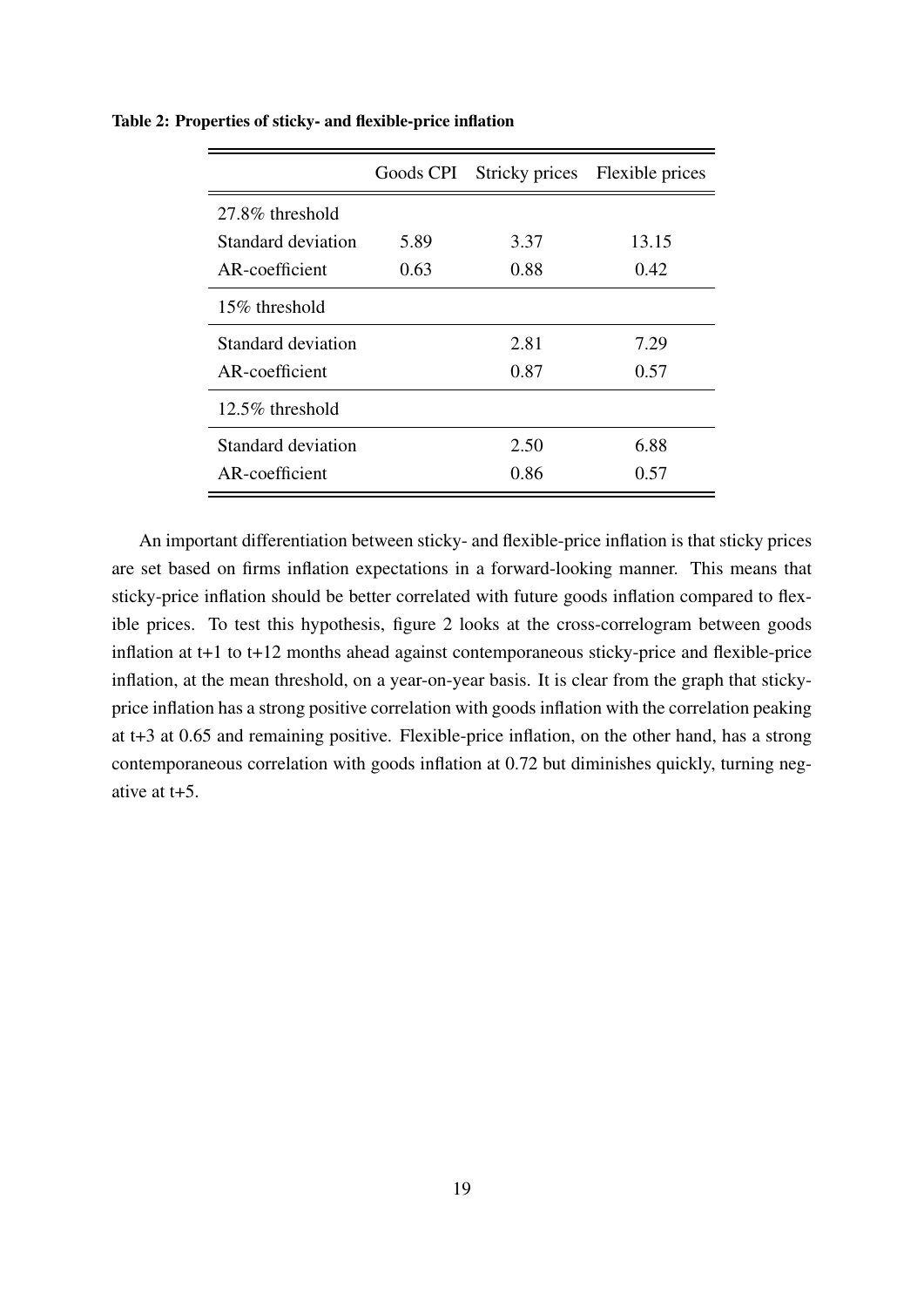**Table 2: Properties of sticky- and flexible-price inflation**

| | Goods CPI | Stricky prices | Flexible prices |
|---|---|---|---|
| 27.8% threshold | | | |
| Standard deviation | 5.89 | 3.37 | 13.15 |
| AR-coefficient | 0.63 | 0.88 | 0.42 |
| 15% threshold | | | |
| Standard deviation | | 2.81 | 7.29 |
| AR-coefficient | | 0.87 | 0.57 |
| 12.5% threshold | | | |
| Standard deviation | | 2.50 | 6.88 |
| AR-coefficient | | 0.86 | 0.57 |

An important differentiation between sticky- and flexible-price inflation is that sticky prices are set based on firms inflation expectations in a forward-looking manner. This means that sticky-price inflation should be better correlated with future goods inflation compared to flexible prices. To test this hypothesis, figure 2 looks at the cross-correlogram between goods inflation at t+1 to t+12 months ahead against contemporaneous sticky-price and flexible-price inflation, at the mean threshold, on a year-on-year basis. It is clear from the graph that sticky-price inflation has a strong positive correlation with goods inflation with the correlation peaking at t+3 at 0.65 and remaining positive. Flexible-price inflation, on the other hand, has a strong contemporaneous correlation with goods inflation at 0.72 but diminishes quickly, turning negative at t+5.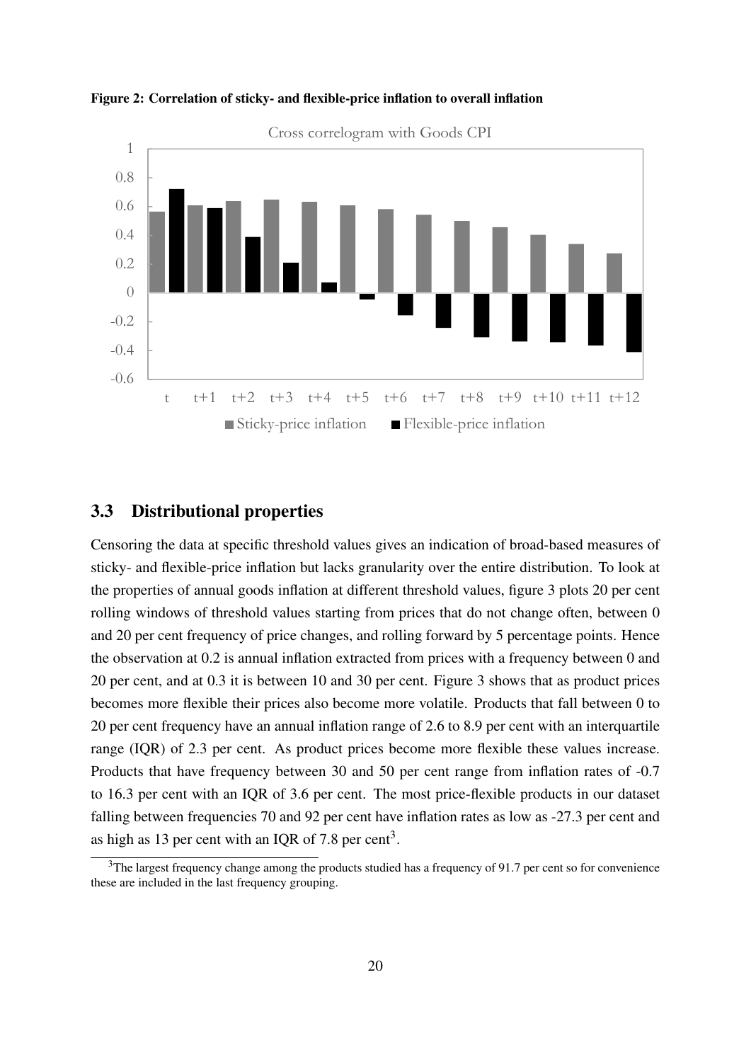**Figure 2: Correlation of sticky- and flexible-price inflation to overall inflation**

Cross correlogram with Goods CPI

1
0.8
0.6
0.4
0.2
0
-0.2
-0.4
-0.6

t t+1 t+2 t+3 t+4 t+5 t+6 t+7 t+8 t+9 t+10 t+11 t+12

Sticky-price inflation Flexible-price inflation

## 3.3 Distributional properties

Censoring the data at specific threshold values gives an indication of broad-based measures of sticky- and flexible-price inflation but lacks granularity over the entire distribution. To look at the properties of annual goods inflation at different threshold values, figure 3 plots 20 per cent rolling windows of threshold values starting from prices that do not change often, between 0 and 20 per cent frequency of price changes, and rolling forward by 5 percentage points. Hence the observation at 0.2 is annual inflation extracted from prices with a frequency between 0 and 20 per cent, and at 0.3 it is between 10 and 30 per cent. Figure 3 shows that as product prices becomes more flexible their prices also become more volatile. Products that fall between 0 to 20 per cent frequency have an annual inflation range of 2.6 to 8.9 per cent with an interquartile range (IQR) of 2.3 per cent. As product prices become more flexible these values increase. Products that have frequency between 30 and 50 per cent range from inflation rates of -0.7 to 16.3 per cent with an IQR of 3.6 per cent. The most price-flexible products in our dataset falling between frequencies 70 and 92 per cent have inflation rates as low as -27.3 per cent and as high as 13 per cent with an IQR of 7.8 per cent[3].

[3]The largest frequency change among the products studied has a frequency of 91.7 per cent so for convenience these are included in the last frequency grouping.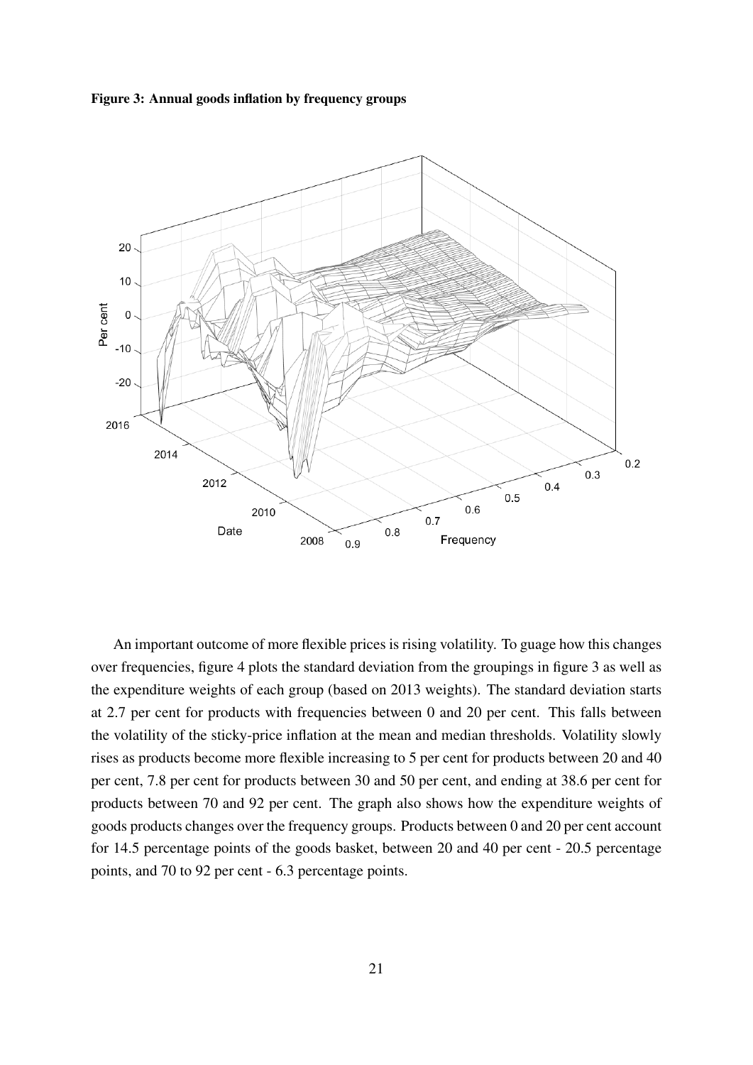**Figure 3: Annual goods inflation by frequency groups**

20
10
0
-10
-20
Per cent

2016
2014
2012
2010
2008
Date

0.9
0.8
0.7
0.6
0.5
0.4
0.3
0.2
Frequency

An important outcome of more flexible prices is rising volatility. To guage how this changes over frequencies, figure 4 plots the standard deviation from the groupings in figure 3 as well as the expenditure weights of each group (based on 2013 weights). The standard deviation starts at 2.7 per cent for products with frequencies between 0 and 20 per cent. This falls between the volatility of the sticky-price inflation at the mean and median thresholds. Volatility slowly rises as products become more flexible increasing to 5 per cent for products between 20 and 40 per cent, 7.8 per cent for products between 30 and 50 per cent, and ending at 38.6 per cent for products between 70 and 92 per cent. The graph also shows how the expenditure weights of goods products changes over the frequency groups. Products between 0 and 20 per cent account for 14.5 percentage points of the goods basket, between 20 and 40 per cent - 20.5 percentage points, and 70 to 92 per cent - 6.3 percentage points.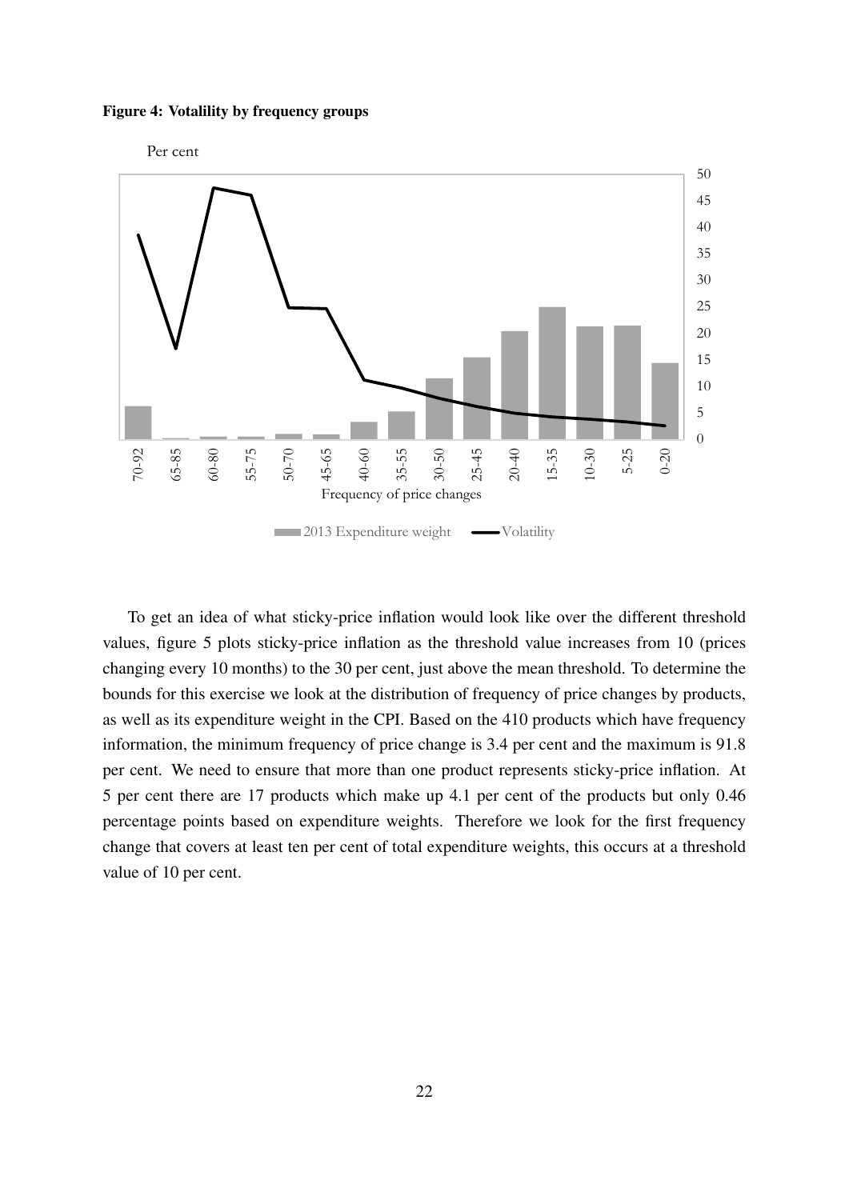**Figure 4: Volatility by frequency groups**

Per cent

50
45
40
35
30
25
20
15
10
5
0

70-92
65-85
60-80
55-75
50-70
45-65
40-60
35-55
30-50
25-45
20-40
15-35
10-30
5-25
0-20

Frequency of price changes

2013 Expenditure weight
Volatility

To get an idea of what sticky-price inflation would look like over the different threshold values, figure 5 plots sticky-price inflation as the threshold value increases from 10 (prices changing every 10 months) to the 30 per cent, just above the mean threshold. To determine the bounds for this exercise we look at the distribution of frequency of price changes by products, as well as its expenditure weight in the CPI. Based on the 410 products which have frequency information, the minimum frequency of price change is 3.4 per cent and the maximum is 91.8 per cent. We need to ensure that more than one product represents sticky-price inflation. At 5 per cent there are 17 products which make up 4.1 per cent of the products but only 0.46 percentage points based on expenditure weights. Therefore we look for the first frequency change that covers at least ten per cent of total expenditure weights, this occurs at a threshold value of 10 per cent.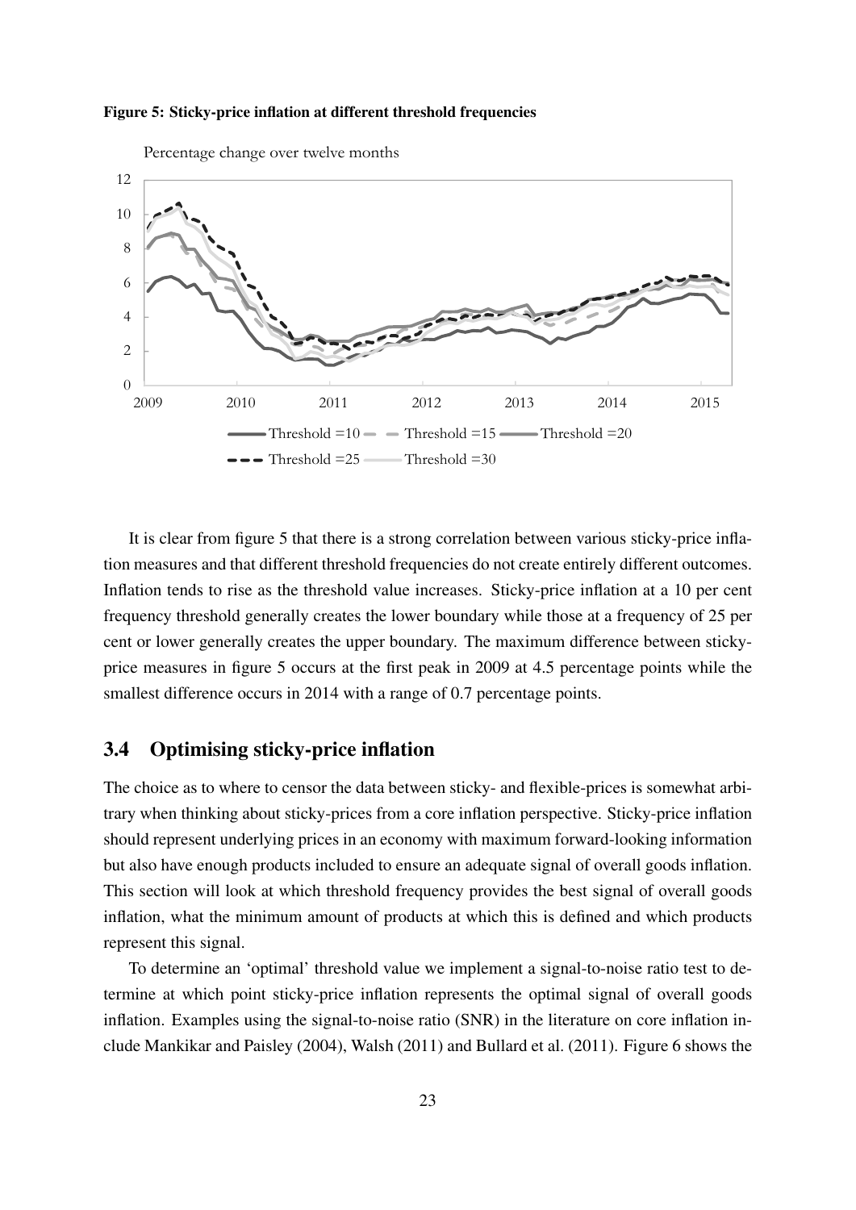**Figure 5: Sticky-price inflation at different threshold frequencies**

Percentage change over twelve months

12
10
8
6
4
2
0

2009 2010 2011 2012 2013 2014 2015

Threshold =10
Threshold =15
Threshold =20
Threshold =25
Threshold =30

It is clear from figure 5 that there is a strong correlation between various sticky-price inflation measures and that different threshold frequencies do not create entirely different outcomes. Inflation tends to rise as the threshold value increases. Sticky-price inflation at a 10 per cent frequency threshold generally creates the lower boundary while those at a frequency of 25 per cent or lower generally creates the upper boundary. The maximum difference between sticky-price measures in figure 5 occurs at the first peak in 2009 at 4.5 percentage points while the smallest difference occurs in 2014 with a range of 0.7 percentage points.

## 3.4 Optimising sticky-price inflation

The choice as to where to censor the data between sticky- and flexible-prices is somewhat arbitrary when thinking about sticky-prices from a core inflation perspective. Sticky-price inflation should represent underlying prices in an economy with maximum forward-looking information but also have enough products included to ensure an adequate signal of overall goods inflation. This section will look at which threshold frequency provides the best signal of overall goods inflation, what the minimum amount of products at which this is defined and which products represent this signal.

To determine an 'optimal' threshold value we implement a signal-to-noise ratio test to determine at which point sticky-price inflation represents the optimal signal of overall goods inflation. Examples using the signal-to-noise ratio (SNR) in the literature on core inflation include Mankikar and Paisley (2004), Walsh (2011) and Bullard et al. (2011). Figure 6 shows the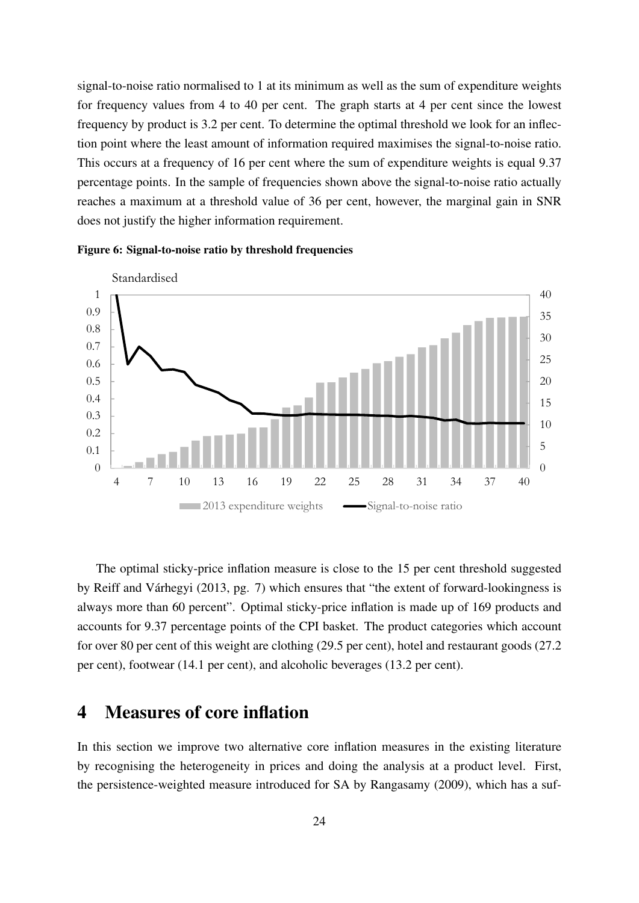signal-to-noise ratio normalised to 1 at its minimum as well as the sum of expenditure weights for frequency values from 4 to 40 per cent. The graph starts at 4 per cent since the lowest frequency by product is 3.2 per cent. To determine the optimal threshold we look for an inflection point where the least amount of information required maximises the signal-to-noise ratio. This occurs at a frequency of 16 per cent where the sum of expenditure weights is equal 9.37 percentage points. In the sample of frequencies shown above the signal-to-noise ratio actually reaches a maximum at a threshold value of 36 per cent, however, the marginal gain in SNR does not justify the higher information requirement.

**Figure 6: Signal-to-noise ratio by threshold frequencies**

Standardised

1
0.9
0.8
0.7
0.6
0.5
0.4
0.3
0.2
0.1
0

40
35
30
25
20
15
10
5
0

4 7 10 13 16 19 22 25 28 31 34 37 40

2013 expenditure weights — Signal-to-noise ratio

The optimal sticky-price inflation measure is close to the 15 per cent threshold suggested by Reiff and Várhegyi (2013, pg. 7) which ensures that "the extent of forward-lookingness is always more than 60 percent". Optimal sticky-price inflation is made up of 169 products and accounts for 9.37 percentage points of the CPI basket. The product categories which account for over 80 per cent of this weight are clothing (29.5 per cent), hotel and restaurant goods (27.2 per cent), footwear (14.1 per cent), and alcoholic beverages (13.2 per cent).

# 4 Measures of core inflation

In this section we improve two alternative core inflation measures in the existing literature by recognising the heterogeneity in prices and doing the analysis at a product level. First, the persistence-weighted measure introduced for SA by Rangasamy (2009), which has a suf-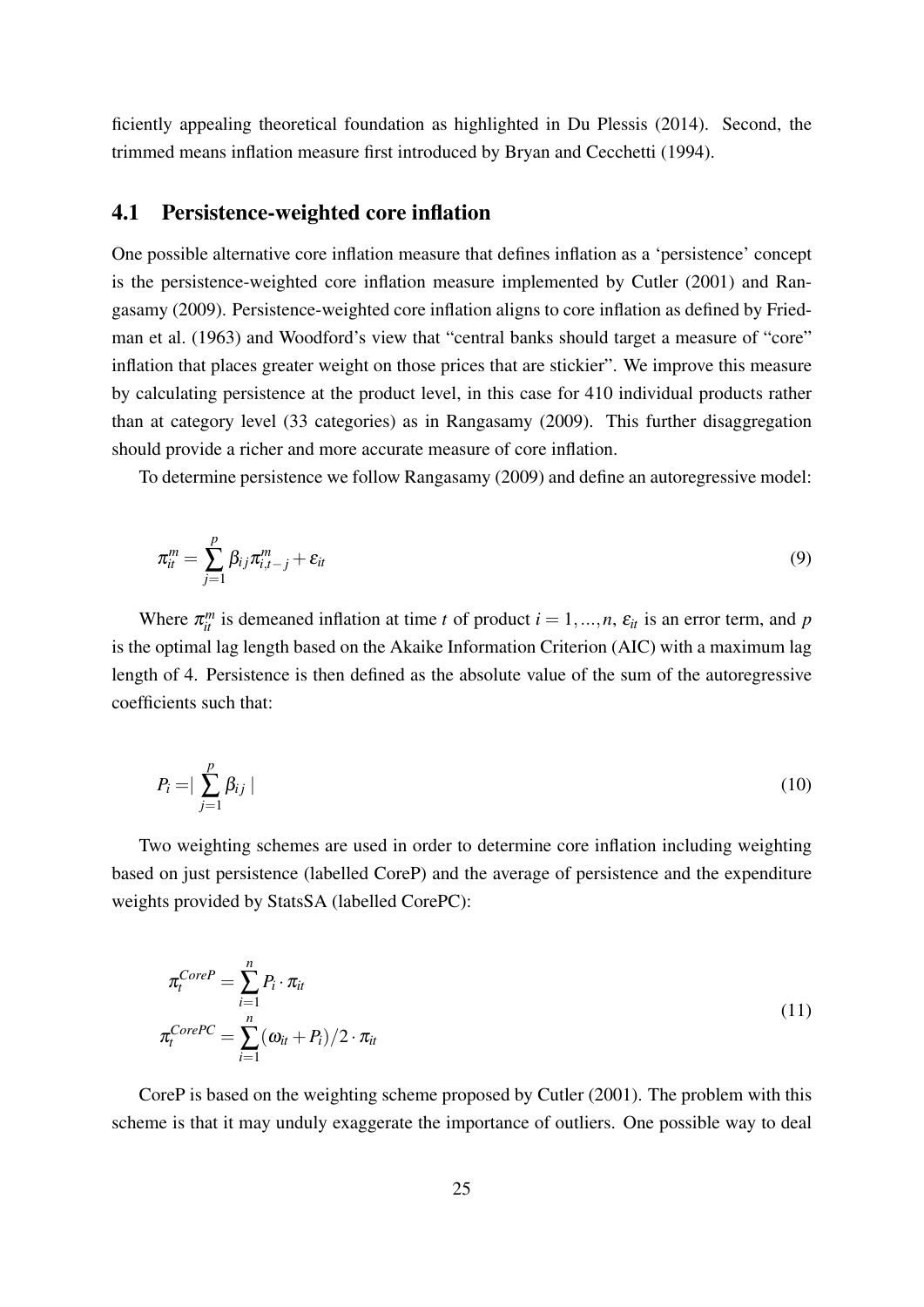ficiently appealing theoretical foundation as highlighted in Du Plessis (2014). Second, the trimmed means inflation measure first introduced by Bryan and Cecchetti (1994).

## 4.1 Persistence-weighted core inflation

One possible alternative core inflation measure that defines inflation as a 'persistence' concept is the persistence-weighted core inflation measure implemented by Cutler (2001) and Rangasamy (2009). Persistence-weighted core inflation aligns to core inflation as defined by Friedman et al. (1963) and Woodford's view that "central banks should target a measure of "core" inflation that places greater weight on those prices that are stickier". We improve this measure by calculating persistence at the product level, in this case for 410 individual products rather than at category level (33 categories) as in Rangasamy (2009). This further disaggregation should provide a richer and more accurate measure of core inflation.

To determine persistence we follow Rangasamy (2009) and define an autoregressive model:

$$\pi_{it}^{m} = \sum_{j=1}^{p} \beta_{ij} \pi_{i,t-j}^{m} + \varepsilon_{it} \tag{9}$$

Where $\pi_{it}^{m}$ is demeaned inflation at time $t$ of product $i = 1, ..., n$, $\varepsilon_{it}$ is an error term, and $p$ is the optimal lag length based on the Akaike Information Criterion (AIC) with a maximum lag length of 4. Persistence is then defined as the absolute value of the sum of the autoregressive coefficients such that:

$$P_i = \mid \sum_{j=1}^{p} \beta_{ij} \mid \tag{10}$$

Two weighting schemes are used in order to determine core inflation including weighting based on just persistence (labelled CoreP) and the average of persistence and the expenditure weights provided by StatsSA (labelled CorePC):

$$\begin{aligned} \pi_t^{CoreP} &= \sum_{i=1}^{n} P_i \cdot \pi_{it} \\ \pi_t^{CorePC} &= \sum_{i=1}^{n} (\omega_{it} + P_i)/2 \cdot \pi_{it} \end{aligned} \tag{11}$$

CoreP is based on the weighting scheme proposed by Cutler (2001). The problem with this scheme is that it may unduly exaggerate the importance of outliers. One possible way to deal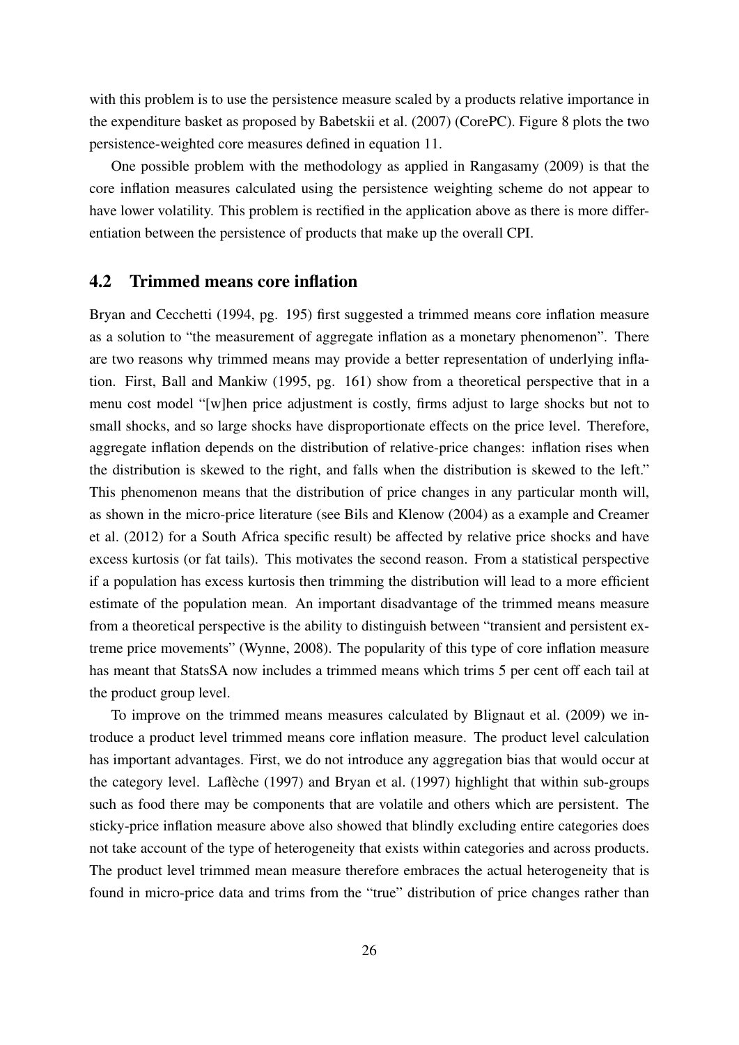with this problem is to use the persistence measure scaled by a products relative importance in the expenditure basket as proposed by Babetskii et al. (2007) (CorePC). Figure 8 plots the two persistence-weighted core measures defined in equation 11.

One possible problem with the methodology as applied in Rangasamy (2009) is that the core inflation measures calculated using the persistence weighting scheme do not appear to have lower volatility. This problem is rectified in the application above as there is more differentiation between the persistence of products that make up the overall CPI.

## 4.2 Trimmed means core inflation

Bryan and Cecchetti (1994, pg. 195) first suggested a trimmed means core inflation measure as a solution to "the measurement of aggregate inflation as a monetary phenomenon". There are two reasons why trimmed means may provide a better representation of underlying inflation. First, Ball and Mankiw (1995, pg. 161) show from a theoretical perspective that in a menu cost model "[w]hen price adjustment is costly, firms adjust to large shocks but not to small shocks, and so large shocks have disproportionate effects on the price level. Therefore, aggregate inflation depends on the distribution of relative-price changes: inflation rises when the distribution is skewed to the right, and falls when the distribution is skewed to the left." This phenomenon means that the distribution of price changes in any particular month will, as shown in the micro-price literature (see Bils and Klenow (2004) as a example and Creamer et al. (2012) for a South Africa specific result) be affected by relative price shocks and have excess kurtosis (or fat tails). This motivates the second reason. From a statistical perspective if a population has excess kurtosis then trimming the distribution will lead to a more efficient estimate of the population mean. An important disadvantage of the trimmed means measure from a theoretical perspective is the ability to distinguish between "transient and persistent extreme price movements" (Wynne, 2008). The popularity of this type of core inflation measure has meant that StatsSA now includes a trimmed means which trims 5 per cent off each tail at the product group level.

To improve on the trimmed means measures calculated by Blignaut et al. (2009) we introduce a product level trimmed means core inflation measure. The product level calculation has important advantages. First, we do not introduce any aggregation bias that would occur at the category level. Laflèche (1997) and Bryan et al. (1997) highlight that within sub-groups such as food there may be components that are volatile and others which are persistent. The sticky-price inflation measure above also showed that blindly excluding entire categories does not take account of the type of heterogeneity that exists within categories and across products. The product level trimmed mean measure therefore embraces the actual heterogeneity that is found in micro-price data and trims from the "true" distribution of price changes rather than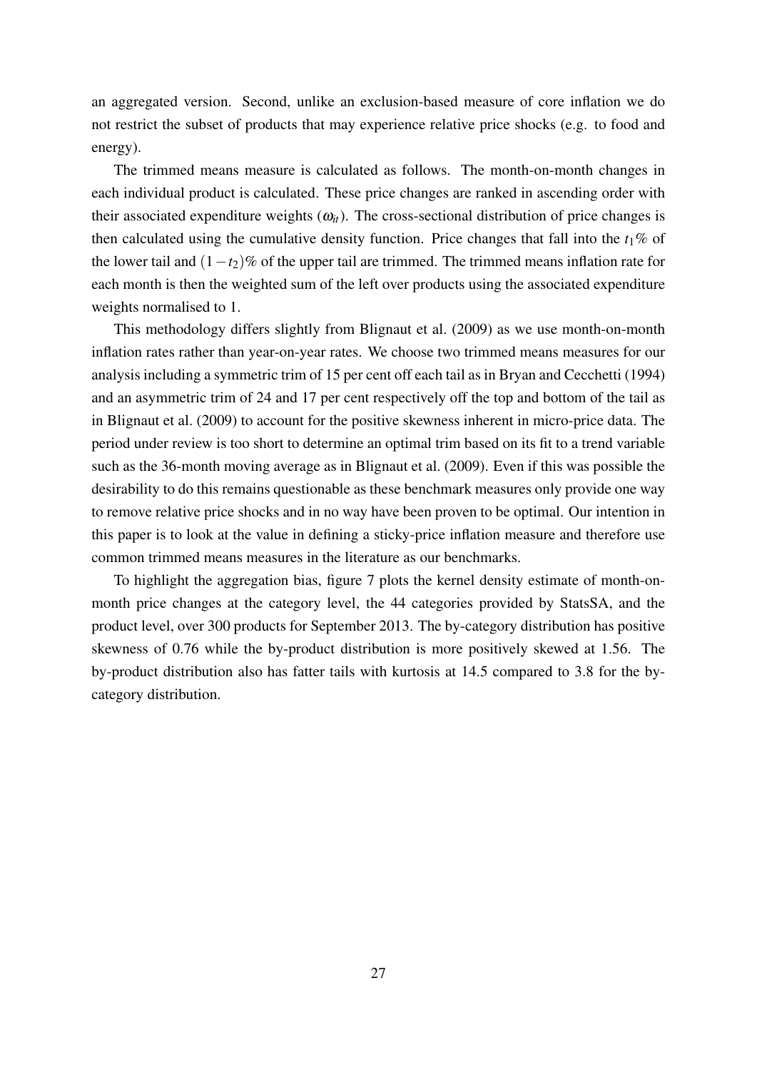an aggregated version. Second, unlike an exclusion-based measure of core inflation we do not restrict the subset of products that may experience relative price shocks (e.g. to food and energy).

The trimmed means measure is calculated as follows. The month-on-month changes in each individual product is calculated. These price changes are ranked in ascending order with their associated expenditure weights ($\omega_{it}$). The cross-sectional distribution of price changes is then calculated using the cumulative density function. Price changes that fall into the $t_1$% of the lower tail and $(1-t_2)$% of the upper tail are trimmed. The trimmed means inflation rate for each month is then the weighted sum of the left over products using the associated expenditure weights normalised to 1.

This methodology differs slightly from Blignaut et al. (2009) as we use month-on-month inflation rates rather than year-on-year rates. We choose two trimmed means measures for our analysis including a symmetric trim of 15 per cent off each tail as in Bryan and Cecchetti (1994) and an asymmetric trim of 24 and 17 per cent respectively off the top and bottom of the tail as in Blignaut et al. (2009) to account for the positive skewness inherent in micro-price data. The period under review is too short to determine an optimal trim based on its fit to a trend variable such as the 36-month moving average as in Blignaut et al. (2009). Even if this was possible the desirability to do this remains questionable as these benchmark measures only provide one way to remove relative price shocks and in no way have been proven to be optimal. Our intention in this paper is to look at the value in defining a sticky-price inflation measure and therefore use common trimmed means measures in the literature as our benchmarks.

To highlight the aggregation bias, figure 7 plots the kernel density estimate of month-on-month price changes at the category level, the 44 categories provided by StatsSA, and the product level, over 300 products for September 2013. The by-category distribution has positive skewness of 0.76 while the by-product distribution is more positively skewed at 1.56. The by-product distribution also has fatter tails with kurtosis at 14.5 compared to 3.8 for the by-category distribution.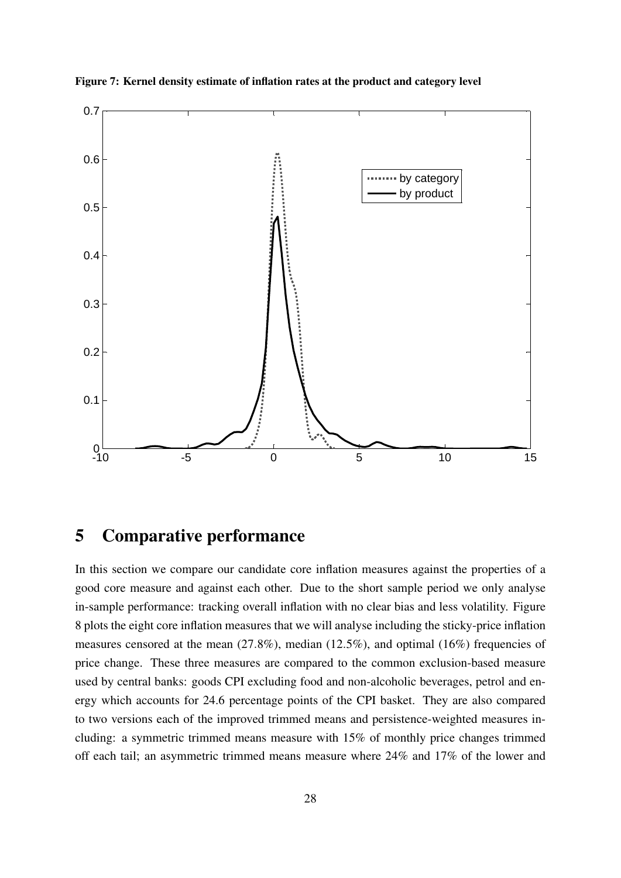**Figure 7: Kernel density estimate of inflation rates at the product and category level**

0.7
0.6
0.5
0.4
0.3
0.2
0.1
0
-10
-5
0
5
10
15

by category
by product

## 5 Comparative performance

In this section we compare our candidate core inflation measures against the properties of a good core measure and against each other. Due to the short sample period we only analyse in-sample performance: tracking overall inflation with no clear bias and less volatility. Figure 8 plots the eight core inflation measures that we will analyse including the sticky-price inflation measures censored at the mean (27.8%), median (12.5%), and optimal (16%) frequencies of price change. These three measures are compared to the common exclusion-based measure used by central banks: goods CPI excluding food and non-alcoholic beverages, petrol and energy which accounts for 24.6 percentage points of the CPI basket. They are also compared to two versions each of the improved trimmed means and persistence-weighted measures including: a symmetric trimmed means measure with 15% of monthly price changes trimmed off each tail; an asymmetric trimmed means measure where 24% and 17% of the lower and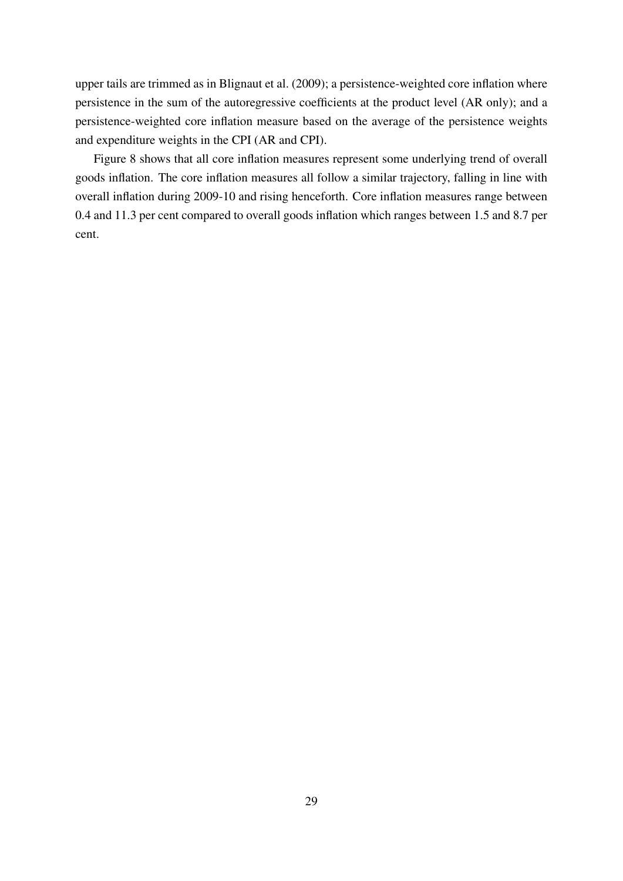upper tails are trimmed as in Blignaut et al. (2009); a persistence-weighted core inflation where persistence in the sum of the autoregressive coefficients at the product level (AR only); and a persistence-weighted core inflation measure based on the average of the persistence weights and expenditure weights in the CPI (AR and CPI).

Figure 8 shows that all core inflation measures represent some underlying trend of overall goods inflation. The core inflation measures all follow a similar trajectory, falling in line with overall inflation during 2009-10 and rising henceforth. Core inflation measures range between 0.4 and 11.3 per cent compared to overall goods inflation which ranges between 1.5 and 8.7 per cent.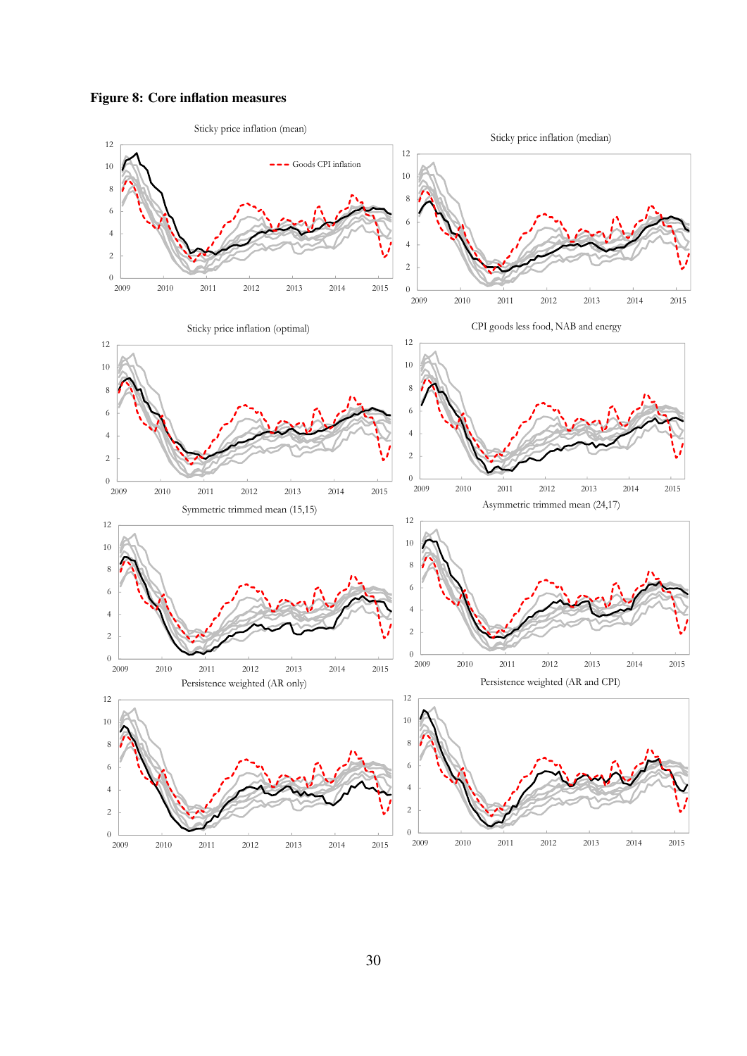**Figure 8: Core inflation measures**

Sticky price inflation (mean)

12
10
8
6
4
2
0
2009 2010 2011 2012 2013 2014 2015

Goods CPI inflation

Sticky price inflation (median)

12
10
8
6
4
2
0
2009 2010 2011 2012 2013 2014 2015

Sticky price inflation (optimal)

12
10
8
6
4
2
0
2009 2010 2011 2012 2013 2014 2015

CPI goods less food, NAB and energy

12
10
8
6
4
2
0
2009 2010 2011 2012 2013 2014 2015

Symmetric trimmed mean (15,15)

12
10
8
6
4
2
0
2009 2010 2011 2012 2013 2014 2015

Asymmetric trimmed mean (24,17)

12
10
8
6
4
2
0
2009 2010 2011 2012 2013 2014 2015

Persistence weighted (AR only)

12
10
8
6
4
2
0
2009 2010 2011 2012 2013 2014 2015

Persistence weighted (AR and CPI)

12
10
8
6
4
2
0
2009 2010 2011 2012 2013 2014 2015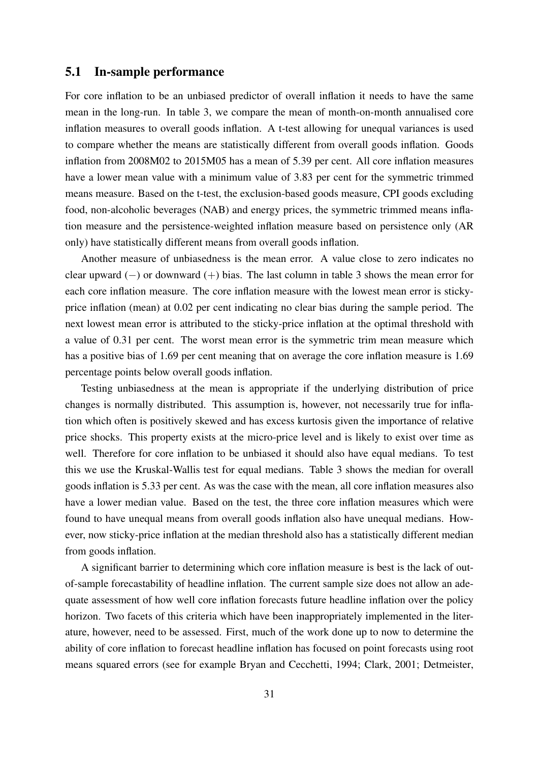## 5.1 In-sample performance

For core inflation to be an unbiased predictor of overall inflation it needs to have the same mean in the long-run. In table 3, we compare the mean of month-on-month annualised core inflation measures to overall goods inflation. A t-test allowing for unequal variances is used to compare whether the means are statistically different from overall goods inflation. Goods inflation from 2008M02 to 2015M05 has a mean of 5.39 per cent. All core inflation measures have a lower mean value with a minimum value of 3.83 per cent for the symmetric trimmed means measure. Based on the t-test, the exclusion-based goods measure, CPI goods excluding food, non-alcoholic beverages (NAB) and energy prices, the symmetric trimmed means inflation measure and the persistence-weighted inflation measure based on persistence only (AR only) have statistically different means from overall goods inflation.

Another measure of unbiasedness is the mean error. A value close to zero indicates no clear upward ($-$) or downward ($+$) bias. The last column in table 3 shows the mean error for each core inflation measure. The core inflation measure with the lowest mean error is sticky-price inflation (mean) at 0.02 per cent indicating no clear bias during the sample period. The next lowest mean error is attributed to the sticky-price inflation at the optimal threshold with a value of 0.31 per cent. The worst mean error is the symmetric trim mean measure which has a positive bias of 1.69 per cent meaning that on average the core inflation measure is 1.69 percentage points below overall goods inflation.

Testing unbiasedness at the mean is appropriate if the underlying distribution of price changes is normally distributed. This assumption is, however, not necessarily true for inflation which often is positively skewed and has excess kurtosis given the importance of relative price shocks. This property exists at the micro-price level and is likely to exist over time as well. Therefore for core inflation to be unbiased it should also have equal medians. To test this we use the Kruskal-Wallis test for equal medians. Table 3 shows the median for overall goods inflation is 5.33 per cent. As was the case with the mean, all core inflation measures also have a lower median value. Based on the test, the three core inflation measures which were found to have unequal means from overall goods inflation also have unequal medians. However, now sticky-price inflation at the median threshold also has a statistically different median from goods inflation.

A significant barrier to determining which core inflation measure is best is the lack of out-of-sample forecastability of headline inflation. The current sample size does not allow an adequate assessment of how well core inflation forecasts future headline inflation over the policy horizon. Two facets of this criteria which have been inappropriately implemented in the literature, however, need to be assessed. First, much of the work done up to now to determine the ability of core inflation to forecast headline inflation has focused on point forecasts using root means squared errors (see for example Bryan and Cecchetti, 1994; Clark, 2001; Detmeister,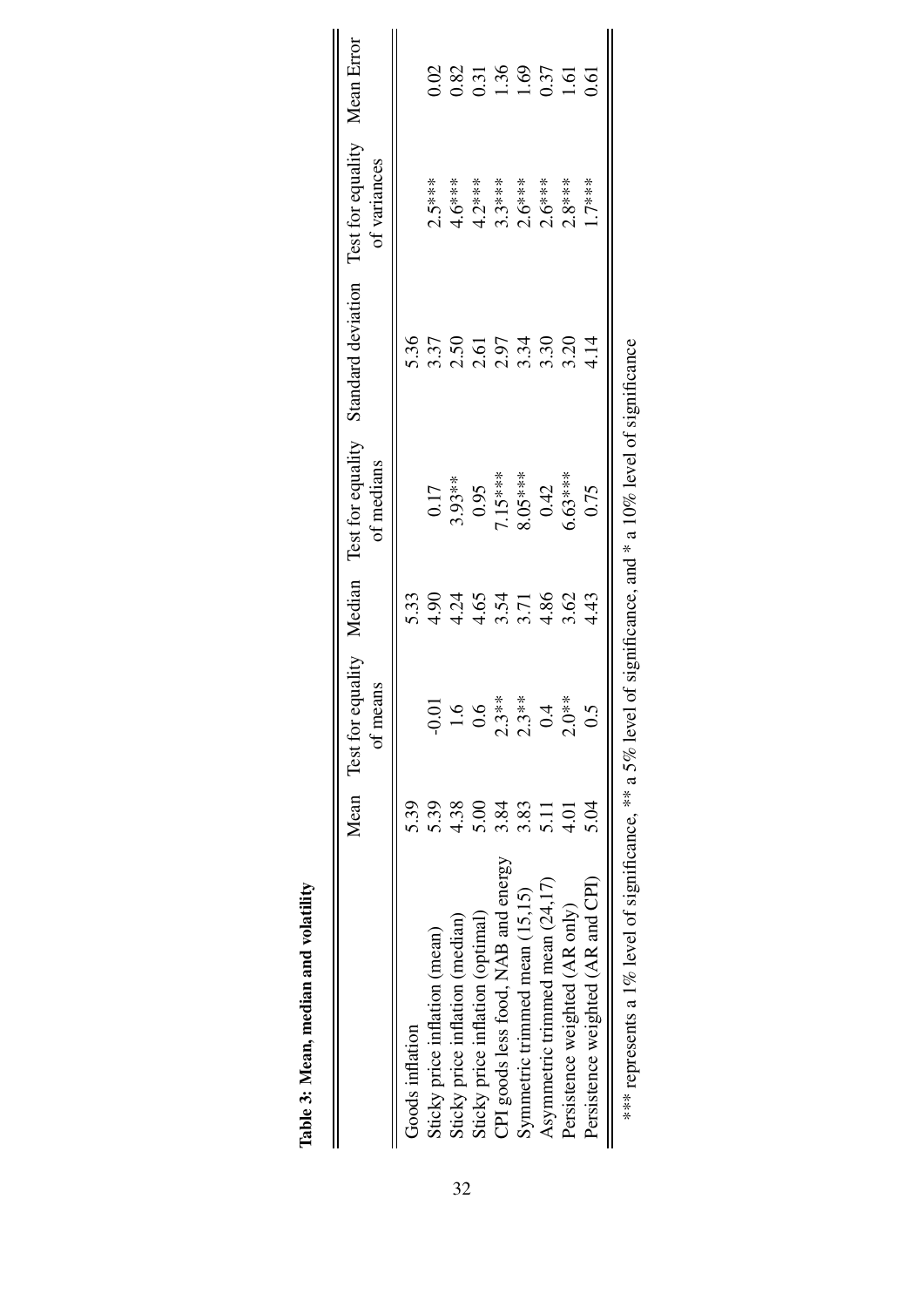**Table 3: Mean, median and volatility**

| | Mean | Test for equality of means | Median | Test for equality of medians | Standard deviation | Test for equality of variances | Mean Error |
|---|---|---|---|---|---|---|---|
| Goods inflation | 5.39 | | 5.33 | | 5.36 | | |
| Sticky price inflation (mean) | 5.39 | -0.01 | 4.90 | 0.17 | 3.37 | 2.5*** | 0.02 |
| Sticky price inflation (median) | 4.38 | 1.6 | 4.24 | 3.93** | 2.50 | 4.6*** | 0.82 |
| Sticky price inflation (optimal) | 5.00 | 0.6 | 4.65 | 0.95 | 2.61 | 4.2*** | 0.31 |
| CPI goods less food, NAB and energy | 3.84 | 2.3** | 3.54 | 7.15*** | 2.97 | 3.3*** | 1.36 |
| Symmetric trimmed mean (15,15) | 3.83 | 2.3** | 3.71 | 8.05*** | 3.34 | 2.6*** | 1.69 |
| Asymmetric trimmed mean (24,17) | 5.11 | 0.4 | 4.86 | 0.42 | 3.30 | 2.6*** | 0.37 |
| Persistence weighted (AR only) | 4.01 | 2.0** | 3.62 | 6.63*** | 3.20 | 2.8*** | 1.61 |
| Persistence weighted (AR and CPI) | 5.04 | 0.5 | 4.43 | 0.75 | 4.14 | 1.7*** | 0.61 |

*** represents a 1% level of significance, ** a 5% level of significance, and * a 10% level of significance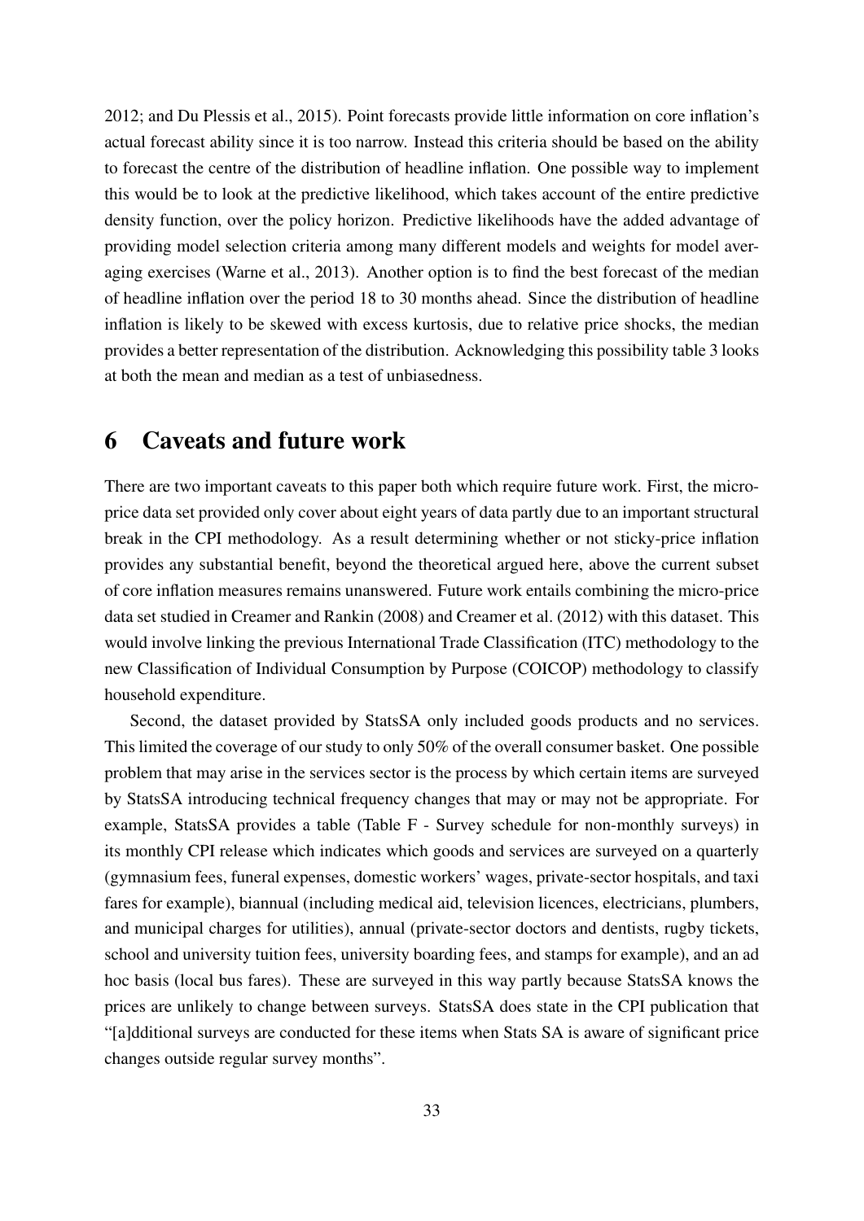2012; and Du Plessis et al., 2015). Point forecasts provide little information on core inflation's actual forecast ability since it is too narrow. Instead this criteria should be based on the ability to forecast the centre of the distribution of headline inflation. One possible way to implement this would be to look at the predictive likelihood, which takes account of the entire predictive density function, over the policy horizon. Predictive likelihoods have the added advantage of providing model selection criteria among many different models and weights for model averaging exercises (Warne et al., 2013). Another option is to find the best forecast of the median of headline inflation over the period 18 to 30 months ahead. Since the distribution of headline inflation is likely to be skewed with excess kurtosis, due to relative price shocks, the median provides a better representation of the distribution. Acknowledging this possibility table 3 looks at both the mean and median as a test of unbiasedness.

# 6 Caveats and future work

There are two important caveats to this paper both which require future work. First, the micro-price data set provided only cover about eight years of data partly due to an important structural break in the CPI methodology. As a result determining whether or not sticky-price inflation provides any substantial benefit, beyond the theoretical argued here, above the current subset of core inflation measures remains unanswered. Future work entails combining the micro-price data set studied in Creamer and Rankin (2008) and Creamer et al. (2012) with this dataset. This would involve linking the previous International Trade Classification (ITC) methodology to the new Classification of Individual Consumption by Purpose (COICOP) methodology to classify household expenditure.

Second, the dataset provided by StatsSA only included goods products and no services. This limited the coverage of our study to only 50% of the overall consumer basket. One possible problem that may arise in the services sector is the process by which certain items are surveyed by StatsSA introducing technical frequency changes that may or may not be appropriate. For example, StatsSA provides a table (Table F - Survey schedule for non-monthly surveys) in its monthly CPI release which indicates which goods and services are surveyed on a quarterly (gymnasium fees, funeral expenses, domestic workers' wages, private-sector hospitals, and taxi fares for example), biannual (including medical aid, television licences, electricians, plumbers, and municipal charges for utilities), annual (private-sector doctors and dentists, rugby tickets, school and university tuition fees, university boarding fees, and stamps for example), and an ad hoc basis (local bus fares). These are surveyed in this way partly because StatsSA knows the prices are unlikely to change between surveys. StatsSA does state in the CPI publication that "[a]dditional surveys are conducted for these items when Stats SA is aware of significant price changes outside regular survey months".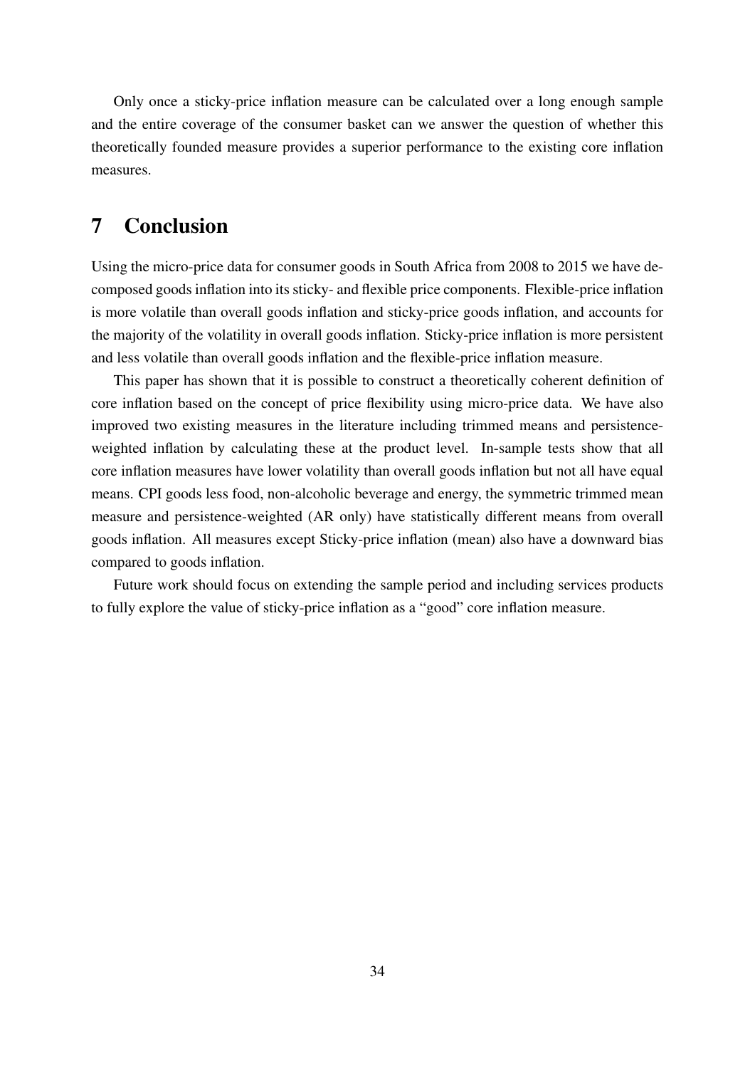Only once a sticky-price inflation measure can be calculated over a long enough sample and the entire coverage of the consumer basket can we answer the question of whether this theoretically founded measure provides a superior performance to the existing core inflation measures.

# 7 Conclusion

Using the micro-price data for consumer goods in South Africa from 2008 to 2015 we have decomposed goods inflation into its sticky- and flexible price components. Flexible-price inflation is more volatile than overall goods inflation and sticky-price goods inflation, and accounts for the majority of the volatility in overall goods inflation. Sticky-price inflation is more persistent and less volatile than overall goods inflation and the flexible-price inflation measure.

This paper has shown that it is possible to construct a theoretically coherent definition of core inflation based on the concept of price flexibility using micro-price data. We have also improved two existing measures in the literature including trimmed means and persistence-weighted inflation by calculating these at the product level. In-sample tests show that all core inflation measures have lower volatility than overall goods inflation but not all have equal means. CPI goods less food, non-alcoholic beverage and energy, the symmetric trimmed mean measure and persistence-weighted (AR only) have statistically different means from overall goods inflation. All measures except Sticky-price inflation (mean) also have a downward bias compared to goods inflation.

Future work should focus on extending the sample period and including services products to fully explore the value of sticky-price inflation as a "good" core inflation measure.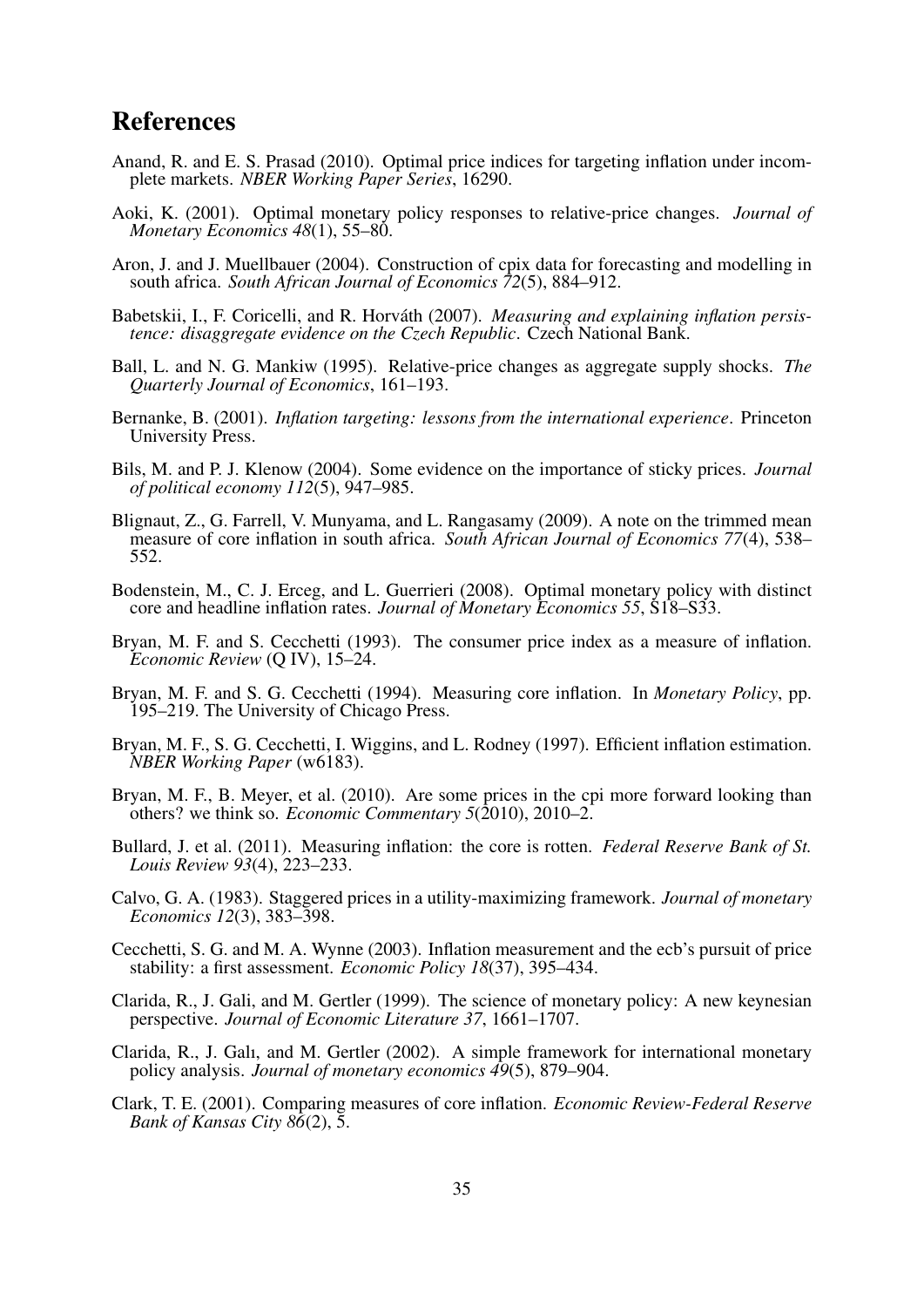# References

Anand, R. and E. S. Prasad (2010). Optimal price indices for targeting inflation under incomplete markets. *NBER Working Paper Series*, 16290.

Aoki, K. (2001). Optimal monetary policy responses to relative-price changes. *Journal of Monetary Economics 48*(1), 55–80.

Aron, J. and J. Muellbauer (2004). Construction of cpix data for forecasting and modelling in south africa. *South African Journal of Economics 72*(5), 884–912.

Babetskii, I., F. Coricelli, and R. Horváth (2007). *Measuring and explaining inflation persistence: disaggregate evidence on the Czech Republic*. Czech National Bank.

Ball, L. and N. G. Mankiw (1995). Relative-price changes as aggregate supply shocks. *The Quarterly Journal of Economics*, 161–193.

Bernanke, B. (2001). *Inflation targeting: lessons from the international experience*. Princeton University Press.

Bils, M. and P. J. Klenow (2004). Some evidence on the importance of sticky prices. *Journal of political economy 112*(5), 947–985.

Blignaut, Z., G. Farrell, V. Munyama, and L. Rangasamy (2009). A note on the trimmed mean measure of core inflation in south africa. *South African Journal of Economics 77*(4), 538–552.

Bodenstein, M., C. J. Erceg, and L. Guerrieri (2008). Optimal monetary policy with distinct core and headline inflation rates. *Journal of Monetary Economics 55*, S18–S33.

Bryan, M. F. and S. Cecchetti (1993). The consumer price index as a measure of inflation. *Economic Review* (Q IV), 15–24.

Bryan, M. F. and S. G. Cecchetti (1994). Measuring core inflation. In *Monetary Policy*, pp. 195–219. The University of Chicago Press.

Bryan, M. F., S. G. Cecchetti, I. Wiggins, and L. Rodney (1997). Efficient inflation estimation. *NBER Working Paper* (w6183).

Bryan, M. F., B. Meyer, et al. (2010). Are some prices in the cpi more forward looking than others? we think so. *Economic Commentary 5*(2010), 2010–2.

Bullard, J. et al. (2011). Measuring inflation: the core is rotten. *Federal Reserve Bank of St. Louis Review 93*(4), 223–233.

Calvo, G. A. (1983). Staggered prices in a utility-maximizing framework. *Journal of monetary Economics 12*(3), 383–398.

Cecchetti, S. G. and M. A. Wynne (2003). Inflation measurement and the ecb's pursuit of price stability: a first assessment. *Economic Policy 18*(37), 395–434.

Clarida, R., J. Gali, and M. Gertler (1999). The science of monetary policy: A new keynesian perspective. *Journal of Economic Literature 37*, 1661–1707.

Clarida, R., J. Galı, and M. Gertler (2002). A simple framework for international monetary policy analysis. *Journal of monetary economics 49*(5), 879–904.

Clark, T. E. (2001). Comparing measures of core inflation. *Economic Review-Federal Reserve Bank of Kansas City 86*(2), 5.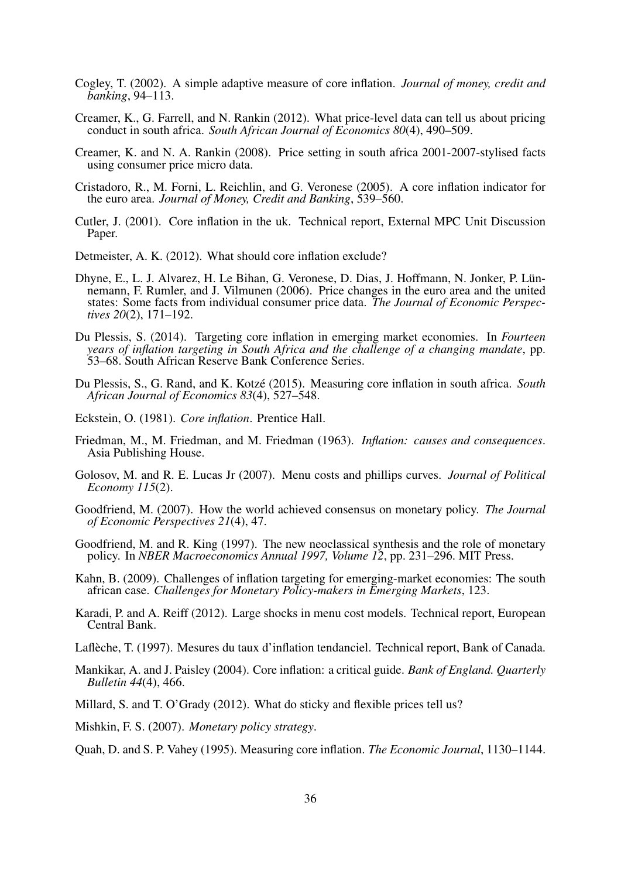Cogley, T. (2002). A simple adaptive measure of core inflation. *Journal of money, credit and banking*, 94–113.

Creamer, K., G. Farrell, and N. Rankin (2012). What price-level data can tell us about pricing conduct in south africa. *South African Journal of Economics 80*(4), 490–509.

Creamer, K. and N. A. Rankin (2008). Price setting in south africa 2001-2007-stylised facts using consumer price micro data.

Cristadoro, R., M. Forni, L. Reichlin, and G. Veronese (2005). A core inflation indicator for the euro area. *Journal of Money, Credit and Banking*, 539–560.

Cutler, J. (2001). Core inflation in the uk. Technical report, External MPC Unit Discussion Paper.

Detmeister, A. K. (2012). What should core inflation exclude?

Dhyne, E., L. J. Alvarez, H. Le Bihan, G. Veronese, D. Dias, J. Hoffmann, N. Jonker, P. Lünnemann, F. Rumler, and J. Vilmunen (2006). Price changes in the euro area and the united states: Some facts from individual consumer price data. *The Journal of Economic Perspectives 20*(2), 171–192.

Du Plessis, S. (2014). Targeting core inflation in emerging market economies. In *Fourteen years of inflation targeting in South Africa and the challenge of a changing mandate*, pp. 53–68. South African Reserve Bank Conference Series.

Du Plessis, S., G. Rand, and K. Kotzé (2015). Measuring core inflation in south africa. *South African Journal of Economics 83*(4), 527–548.

Eckstein, O. (1981). *Core inflation*. Prentice Hall.

Friedman, M., M. Friedman, and M. Friedman (1963). *Inflation: causes and consequences*. Asia Publishing House.

Golosov, M. and R. E. Lucas Jr (2007). Menu costs and phillips curves. *Journal of Political Economy 115*(2).

Goodfriend, M. (2007). How the world achieved consensus on monetary policy. *The Journal of Economic Perspectives 21*(4), 47.

Goodfriend, M. and R. King (1997). The new neoclassical synthesis and the role of monetary policy. In *NBER Macroeconomics Annual 1997, Volume 12*, pp. 231–296. MIT Press.

Kahn, B. (2009). Challenges of inflation targeting for emerging-market economies: The south african case. *Challenges for Monetary Policy-makers in Emerging Markets*, 123.

Karadi, P. and A. Reiff (2012). Large shocks in menu cost models. Technical report, European Central Bank.

Laflèche, T. (1997). Mesures du taux d'inflation tendanciel. Technical report, Bank of Canada.

Mankikar, A. and J. Paisley (2004). Core inflation: a critical guide. *Bank of England. Quarterly Bulletin 44*(4), 466.

Millard, S. and T. O'Grady (2012). What do sticky and flexible prices tell us?

Mishkin, F. S. (2007). *Monetary policy strategy*.

Quah, D. and S. P. Vahey (1995). Measuring core inflation. *The Economic Journal*, 1130–1144.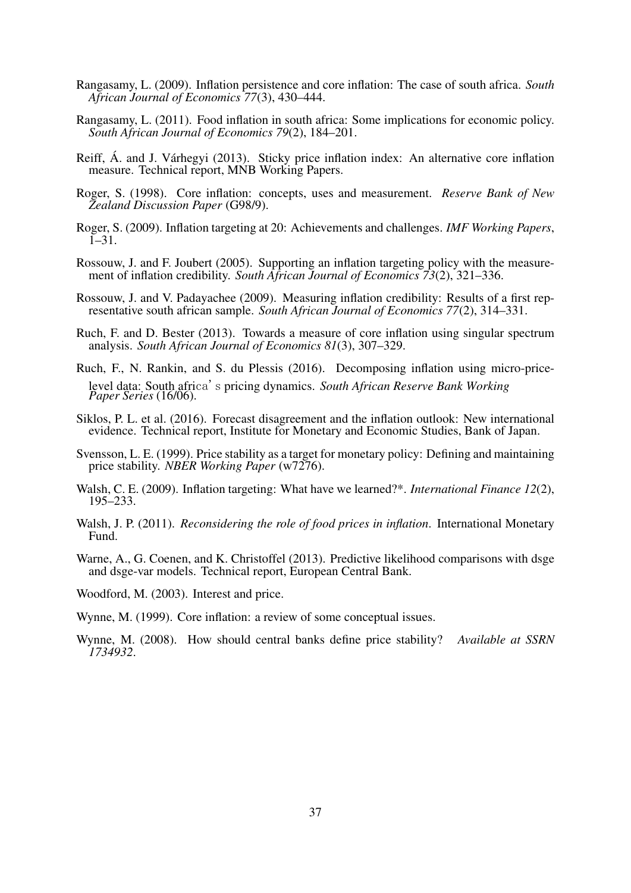Rangasamy, L. (2009). Inflation persistence and core inflation: The case of south africa. *South African Journal of Economics 77*(3), 430–444.

Rangasamy, L. (2011). Food inflation in south africa: Some implications for economic policy. *South African Journal of Economics 79*(2), 184–201.

Reiff, Á. and J. Várhegyi (2013). Sticky price inflation index: An alternative core inflation measure. Technical report, MNB Working Papers.

Roger, S. (1998). Core inflation: concepts, uses and measurement. *Reserve Bank of New Zealand Discussion Paper* (G98/9).

Roger, S. (2009). Inflation targeting at 20: Achievements and challenges. *IMF Working Papers*, 1–31.

Rossouw, J. and F. Joubert (2005). Supporting an inflation targeting policy with the measurement of inflation credibility. *South African Journal of Economics 73*(2), 321–336.

Rossouw, J. and V. Padayachee (2009). Measuring inflation credibility: Results of a first representative south african sample. *South African Journal of Economics 77*(2), 314–331.

Ruch, F. and D. Bester (2013). Towards a measure of core inflation using singular spectrum analysis. *South African Journal of Economics 81*(3), 307–329.

Ruch, F., N. Rankin, and S. du Plessis (2016). Decomposing inflation using micro-price-level data: South africa's pricing dynamics. *South African Reserve Bank Working Paper Series* (16/06).

Siklos, P. L. et al. (2016). Forecast disagreement and the inflation outlook: New international evidence. Technical report, Institute for Monetary and Economic Studies, Bank of Japan.

Svensson, L. E. (1999). Price stability as a target for monetary policy: Defining and maintaining price stability. *NBER Working Paper* (w7276).

Walsh, C. E. (2009). Inflation targeting: What have we learned?*. *International Finance 12*(2), 195–233.

Walsh, J. P. (2011). *Reconsidering the role of food prices in inflation*. International Monetary Fund.

Warne, A., G. Coenen, and K. Christoffel (2013). Predictive likelihood comparisons with dsge and dsge-var models. Technical report, European Central Bank.

Woodford, M. (2003). Interest and price.

Wynne, M. (1999). Core inflation: a review of some conceptual issues.

Wynne, M. (2008). How should central banks define price stability? *Available at SSRN 1734932*.